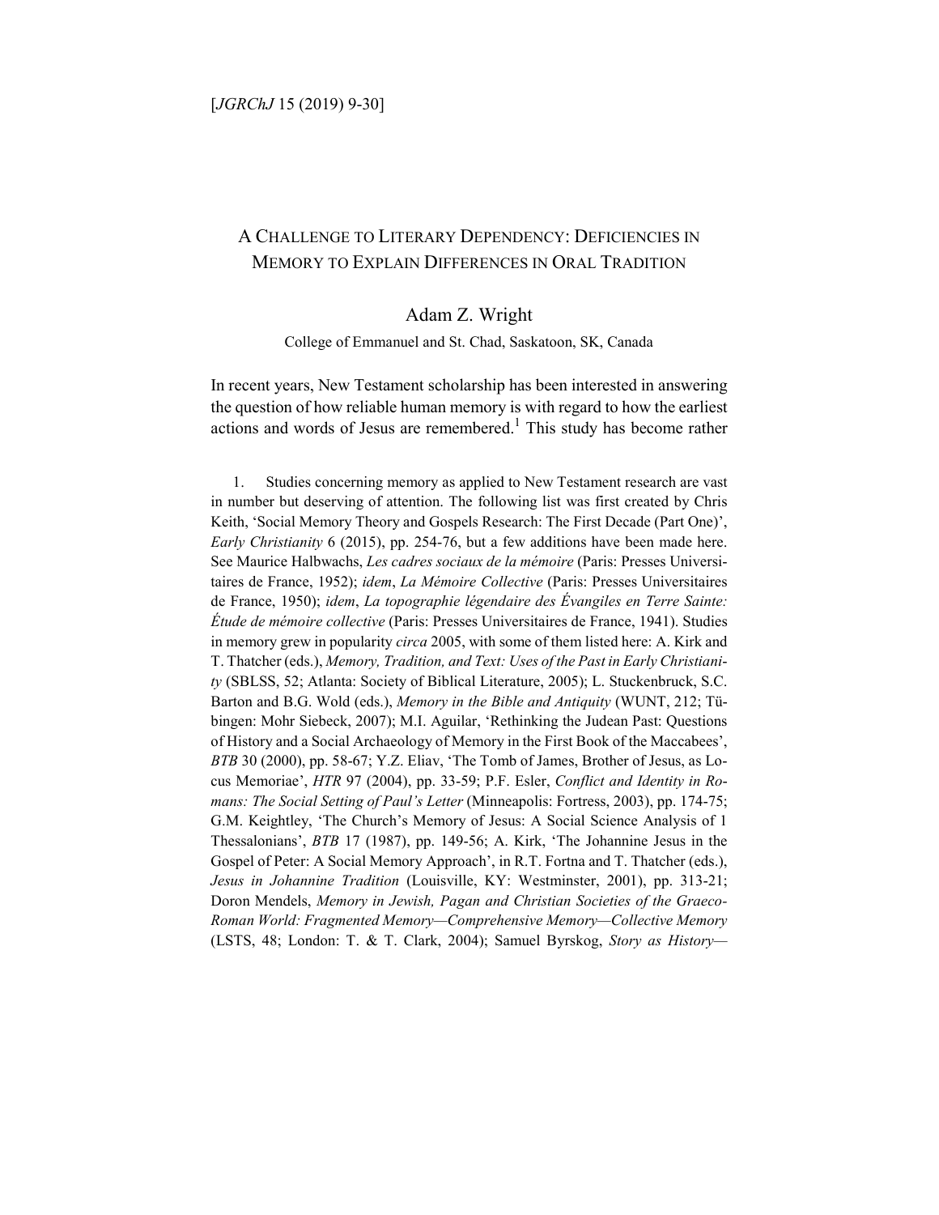# A Challenge to Literary Dependency: Deficiencies in Memory to Explain Differences in Oral Tradition

Adam Z. Wright

College of Emmanuel and St. Chad, Saskatoon, SK, Canada

In recent years, New Testament scholarship has been interested in answering the question of how reliable human memory is with regard to how the earliest actions and words of Jesus are remembered.[1] This study has become rather

1. Studies concerning memory as applied to New Testament research are vast in number but deserving of attention. The following list was first created by Chris Keith, 'Social Memory Theory and Gospels Research: The First Decade (Part One)', *Early Christianity* 6 (2015), pp. 254-76, but a few additions have been made here. See Maurice Halbwachs, *Les cadres sociaux de la mémoire* (Paris: Presses Universitaires de France, 1952); *idem*, *La Mémoire Collective* (Paris: Presses Universitaires de France, 1950); *idem*, *La topographie légendaire des Évangiles en Terre Sainte: Étude de mémoire collective* (Paris: Presses Universitaires de France, 1941). Studies in memory grew in popularity *circa* 2005, with some of them listed here: A. Kirk and T. Thatcher (eds.), *Memory, Tradition, and Text: Uses of the Past in Early Christianity* (SBLSS, 52; Atlanta: Society of Biblical Literature, 2005); L. Stuckenbruck, S.C. Barton and B.G. Wold (eds.), *Memory in the Bible and Antiquity* (WUNT, 212; Tübingen: Mohr Siebeck, 2007); M.I. Aguilar, 'Rethinking the Judean Past: Questions of History and a Social Archaeology of Memory in the First Book of the Maccabees', *BTB* 30 (2000), pp. 58-67; Y.Z. Eliav, 'The Tomb of James, Brother of Jesus, as Locus Memoriae', *HTR* 97 (2004), pp. 33-59; P.F. Esler, *Conflict and Identity in Romans: The Social Setting of Paul's Letter* (Minneapolis: Fortress, 2003), pp. 174-75; G.M. Keightley, 'The Church's Memory of Jesus: A Social Science Analysis of 1 Thessalonians', *BTB* 17 (1987), pp. 149-56; A. Kirk, 'The Johannine Jesus in the Gospel of Peter: A Social Memory Approach', in R.T. Fortna and T. Thatcher (eds.), *Jesus in Johannine Tradition* (Louisville, KY: Westminster, 2001), pp. 313-21; Doron Mendels, *Memory in Jewish, Pagan and Christian Societies of the Graeco-Roman World: Fragmented Memory—Comprehensive Memory—Collective Memory* (LSTS, 48; London: T. & T. Clark, 2004); Samuel Byrskog, *Story as History—*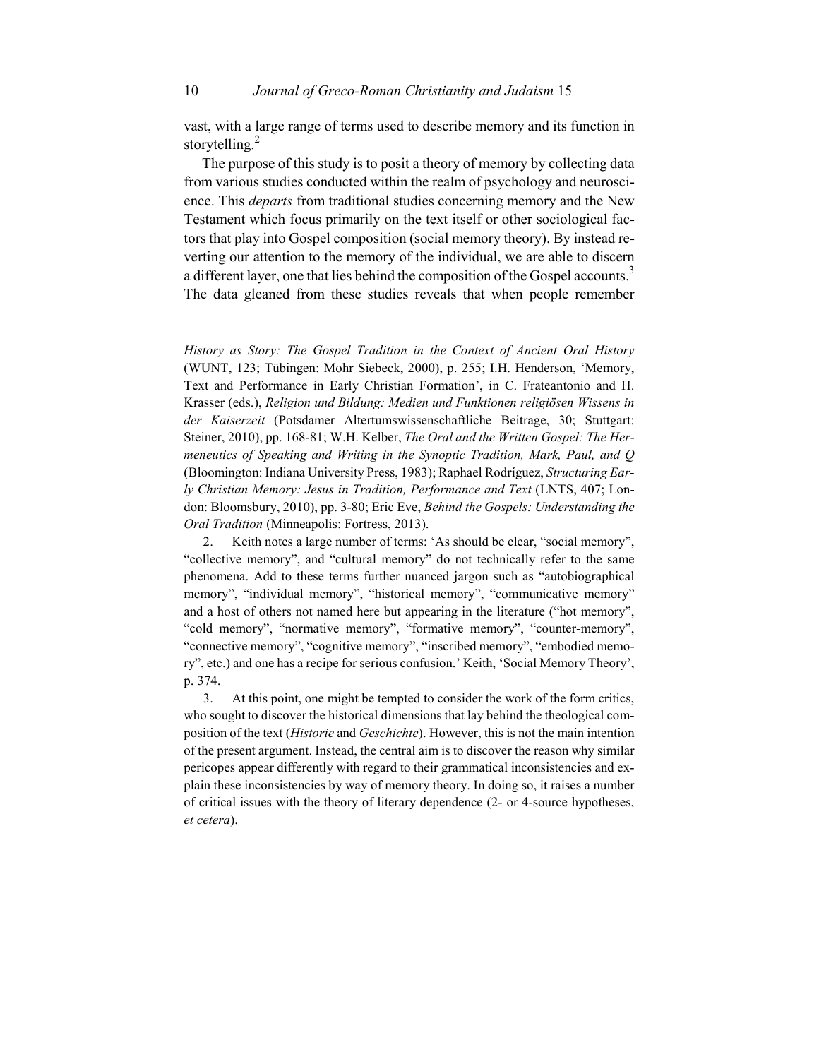vast, with a large range of terms used to describe memory and its function in storytelling.[2]

The purpose of this study is to posit a theory of memory by collecting data from various studies conducted within the realm of psychology and neuroscience. This *departs* from traditional studies concerning memory and the New Testament which focus primarily on the text itself or other sociological factors that play into Gospel composition (social memory theory). By instead reverting our attention to the memory of the individual, we are able to discern a different layer, one that lies behind the composition of the Gospel accounts.[3] The data gleaned from these studies reveals that when people remember

---

*History as Story: The Gospel Tradition in the Context of Ancient Oral History* (WUNT, 123; Tübingen: Mohr Siebeck, 2000), p. 255; I.H. Henderson, 'Memory, Text and Performance in Early Christian Formation', in C. Frateantonio and H. Krasser (eds.), *Religion und Bildung: Medien und Funktionen religiösen Wissens in der Kaiserzeit* (Potsdamer Altertumswissenschaftliche Beitrage, 30; Stuttgart: Steiner, 2010), pp. 168-81; W.H. Kelber, *The Oral and the Written Gospel: The Hermeneutics of Speaking and Writing in the Synoptic Tradition, Mark, Paul, and Q* (Bloomington: Indiana University Press, 1983); Raphael Rodríguez, *Structuring Early Christian Memory: Jesus in Tradition, Performance and Text* (LNTS, 407; London: Bloomsbury, 2010), pp. 3-80; Eric Eve, *Behind the Gospels: Understanding the Oral Tradition* (Minneapolis: Fortress, 2013).

2. Keith notes a large number of terms: 'As should be clear, "social memory", "collective memory", and "cultural memory" do not technically refer to the same phenomena. Add to these terms further nuanced jargon such as "autobiographical memory", "individual memory", "historical memory", "communicative memory" and a host of others not named here but appearing in the literature ("hot memory", "cold memory", "normative memory", "formative memory", "counter-memory", "connective memory", "cognitive memory", "inscribed memory", "embodied memory", etc.) and one has a recipe for serious confusion.' Keith, 'Social Memory Theory', p. 374.

3. At this point, one might be tempted to consider the work of the form critics, who sought to discover the historical dimensions that lay behind the theological composition of the text (*Historie* and *Geschichte*). However, this is not the main intention of the present argument. Instead, the central aim is to discover the reason why similar pericopes appear differently with regard to their grammatical inconsistencies and explain these inconsistencies by way of memory theory. In doing so, it raises a number of critical issues with the theory of literary dependence (2- or 4-source hypotheses, *et cetera*).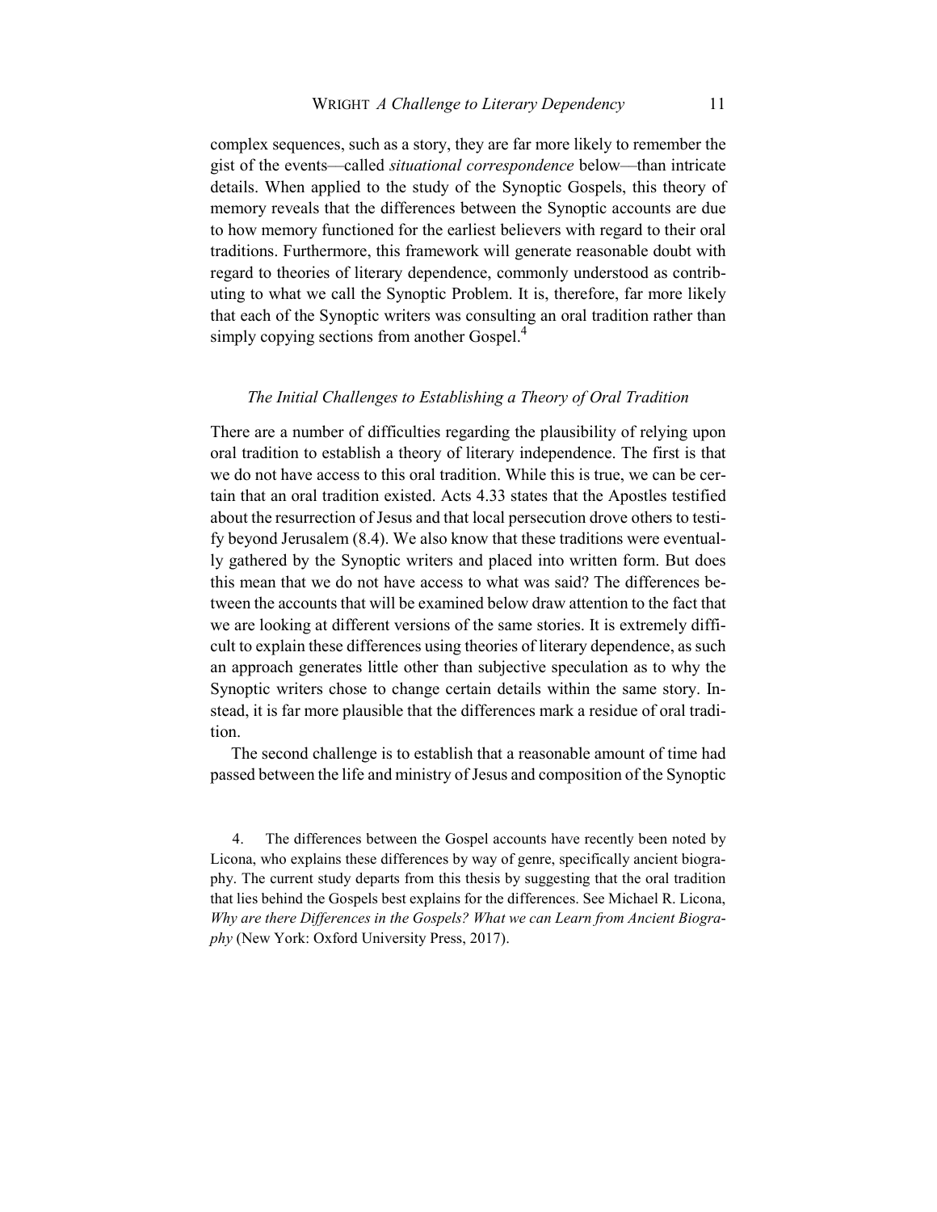complex sequences, such as a story, they are far more likely to remember the gist of the events—called *situational correspondence* below—than intricate details. When applied to the study of the Synoptic Gospels, this theory of memory reveals that the differences between the Synoptic accounts are due to how memory functioned for the earliest believers with regard to their oral traditions. Furthermore, this framework will generate reasonable doubt with regard to theories of literary dependence, commonly understood as contributing to what we call the Synoptic Problem. It is, therefore, far more likely that each of the Synoptic writers was consulting an oral tradition rather than simply copying sections from another Gospel.[4]

### *The Initial Challenges to Establishing a Theory of Oral Tradition*

There are a number of difficulties regarding the plausibility of relying upon oral tradition to establish a theory of literary independence. The first is that we do not have access to this oral tradition. While this is true, we can be certain that an oral tradition existed. Acts 4.33 states that the Apostles testified about the resurrection of Jesus and that local persecution drove others to testify beyond Jerusalem (8.4). We also know that these traditions were eventually gathered by the Synoptic writers and placed into written form. But does this mean that we do not have access to what was said? The differences between the accounts that will be examined below draw attention to the fact that we are looking at different versions of the same stories. It is extremely difficult to explain these differences using theories of literary dependence, as such an approach generates little other than subjective speculation as to why the Synoptic writers chose to change certain details within the same story. Instead, it is far more plausible that the differences mark a residue of oral tradition.

The second challenge is to establish that a reasonable amount of time had passed between the life and ministry of Jesus and composition of the Synoptic

4. The differences between the Gospel accounts have recently been noted by Licona, who explains these differences by way of genre, specifically ancient biography. The current study departs from this thesis by suggesting that the oral tradition that lies behind the Gospels best explains for the differences. See Michael R. Licona, *Why are there Differences in the Gospels? What we can Learn from Ancient Biography* (New York: Oxford University Press, 2017).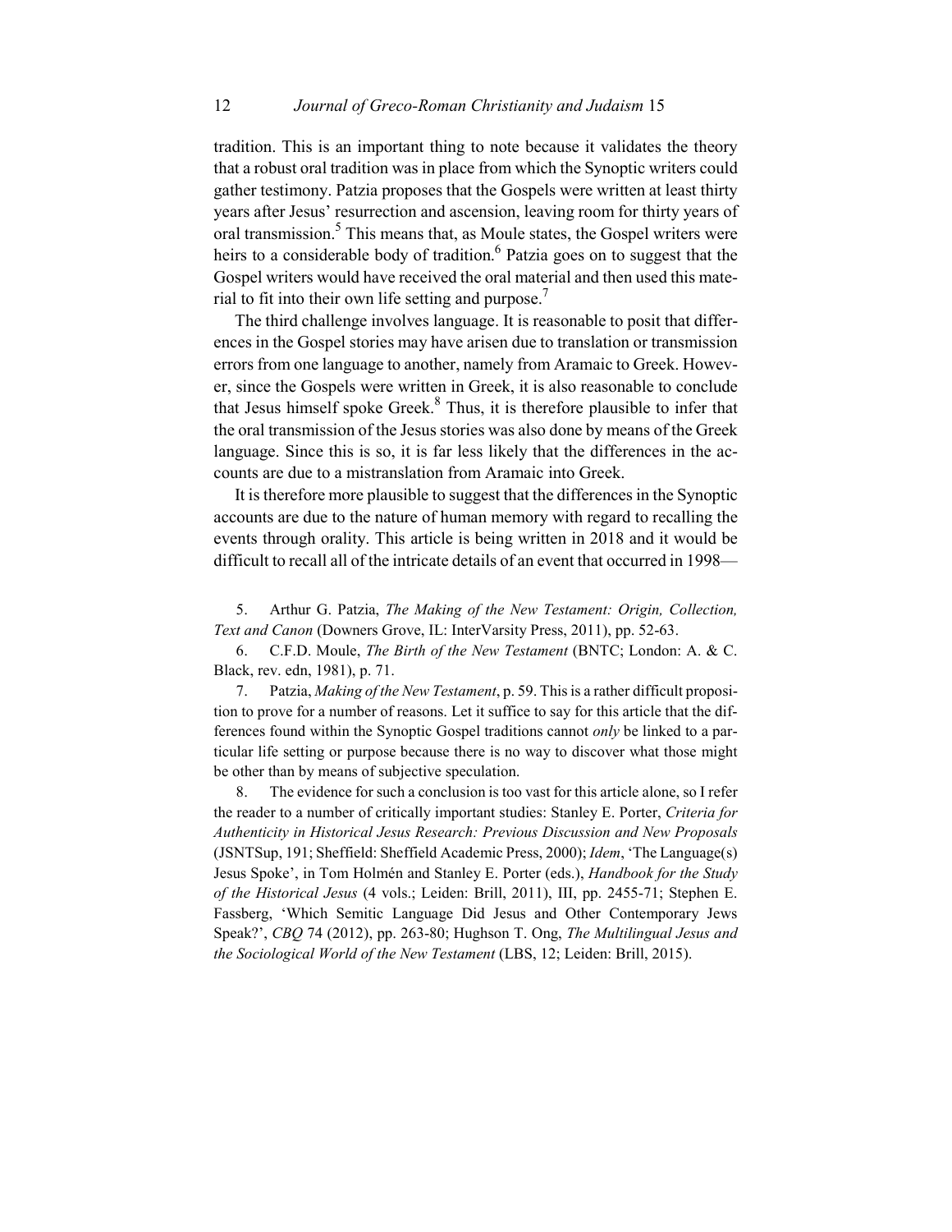tradition. This is an important thing to note because it validates the theory that a robust oral tradition was in place from which the Synoptic writers could gather testimony. Patzia proposes that the Gospels were written at least thirty years after Jesus' resurrection and ascension, leaving room for thirty years of oral transmission.[5] This means that, as Moule states, the Gospel writers were heirs to a considerable body of tradition.[6] Patzia goes on to suggest that the Gospel writers would have received the oral material and then used this material to fit into their own life setting and purpose.[7]

The third challenge involves language. It is reasonable to posit that differences in the Gospel stories may have arisen due to translation or transmission errors from one language to another, namely from Aramaic to Greek. However, since the Gospels were written in Greek, it is also reasonable to conclude that Jesus himself spoke Greek.[8] Thus, it is therefore plausible to infer that the oral transmission of the Jesus stories was also done by means of the Greek language. Since this is so, it is far less likely that the differences in the accounts are due to a mistranslation from Aramaic into Greek.

It is therefore more plausible to suggest that the differences in the Synoptic accounts are due to the nature of human memory with regard to recalling the events through orality. This article is being written in 2018 and it would be difficult to recall all of the intricate details of an event that occurred in 1998—

5. Arthur G. Patzia, *The Making of the New Testament: Origin, Collection, Text and Canon* (Downers Grove, IL: InterVarsity Press, 2011), pp. 52-63.

6. C.F.D. Moule, *The Birth of the New Testament* (BNTC; London: A. & C. Black, rev. edn, 1981), p. 71.

7. Patzia, *Making of the New Testament*, p. 59. This is a rather difficult proposition to prove for a number of reasons. Let it suffice to say for this article that the differences found within the Synoptic Gospel traditions cannot *only* be linked to a particular life setting or purpose because there is no way to discover what those might be other than by means of subjective speculation.

8. The evidence for such a conclusion is too vast for this article alone, so I refer the reader to a number of critically important studies: Stanley E. Porter, *Criteria for Authenticity in Historical Jesus Research: Previous Discussion and New Proposals* (JSNTSup, 191; Sheffield: Sheffield Academic Press, 2000); *Idem*, 'The Language(s) Jesus Spoke', in Tom Holmén and Stanley E. Porter (eds.), *Handbook for the Study of the Historical Jesus* (4 vols.; Leiden: Brill, 2011), III, pp. 2455-71; Stephen E. Fassberg, 'Which Semitic Language Did Jesus and Other Contemporary Jews Speak?', *CBQ* 74 (2012), pp. 263-80; Hughson T. Ong, *The Multilingual Jesus and the Sociological World of the New Testament* (LBS, 12; Leiden: Brill, 2015).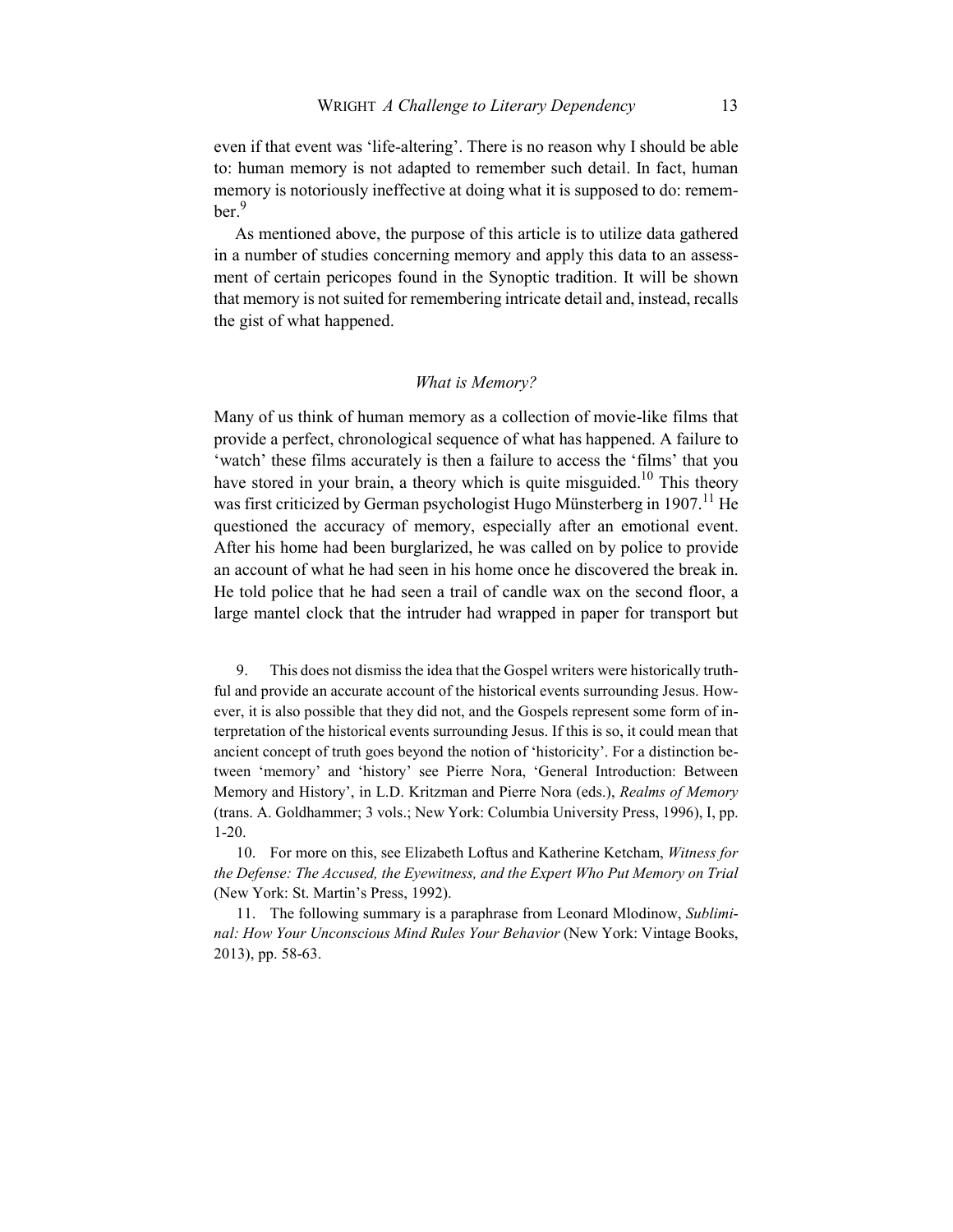even if that event was 'life-altering'. There is no reason why I should be able to: human memory is not adapted to remember such detail. In fact, human memory is notoriously ineffective at doing what it is supposed to do: remember.[9]

As mentioned above, the purpose of this article is to utilize data gathered in a number of studies concerning memory and apply this data to an assessment of certain pericopes found in the Synoptic tradition. It will be shown that memory is not suited for remembering intricate detail and, instead, recalls the gist of what happened.

### *What is Memory?*

Many of us think of human memory as a collection of movie-like films that provide a perfect, chronological sequence of what has happened. A failure to 'watch' these films accurately is then a failure to access the 'films' that you have stored in your brain, a theory which is quite misguided.[10] This theory was first criticized by German psychologist Hugo Münsterberg in 1907.[11] He questioned the accuracy of memory, especially after an emotional event. After his home had been burglarized, he was called on by police to provide an account of what he had seen in his home once he discovered the break in. He told police that he had seen a trail of candle wax on the second floor, a large mantel clock that the intruder had wrapped in paper for transport but

9. This does not dismiss the idea that the Gospel writers were historically truthful and provide an accurate account of the historical events surrounding Jesus. However, it is also possible that they did not, and the Gospels represent some form of interpretation of the historical events surrounding Jesus. If this is so, it could mean that ancient concept of truth goes beyond the notion of 'historicity'. For a distinction between 'memory' and 'history' see Pierre Nora, 'General Introduction: Between Memory and History', in L.D. Kritzman and Pierre Nora (eds.), *Realms of Memory* (trans. A. Goldhammer; 3 vols.; New York: Columbia University Press, 1996), I, pp. 1-20.

10. For more on this, see Elizabeth Loftus and Katherine Ketcham, *Witness for the Defense: The Accused, the Eyewitness, and the Expert Who Put Memory on Trial* (New York: St. Martin's Press, 1992).

11. The following summary is a paraphrase from Leonard Mlodinow, *Subliminal: How Your Unconscious Mind Rules Your Behavior* (New York: Vintage Books, 2013), pp. 58-63.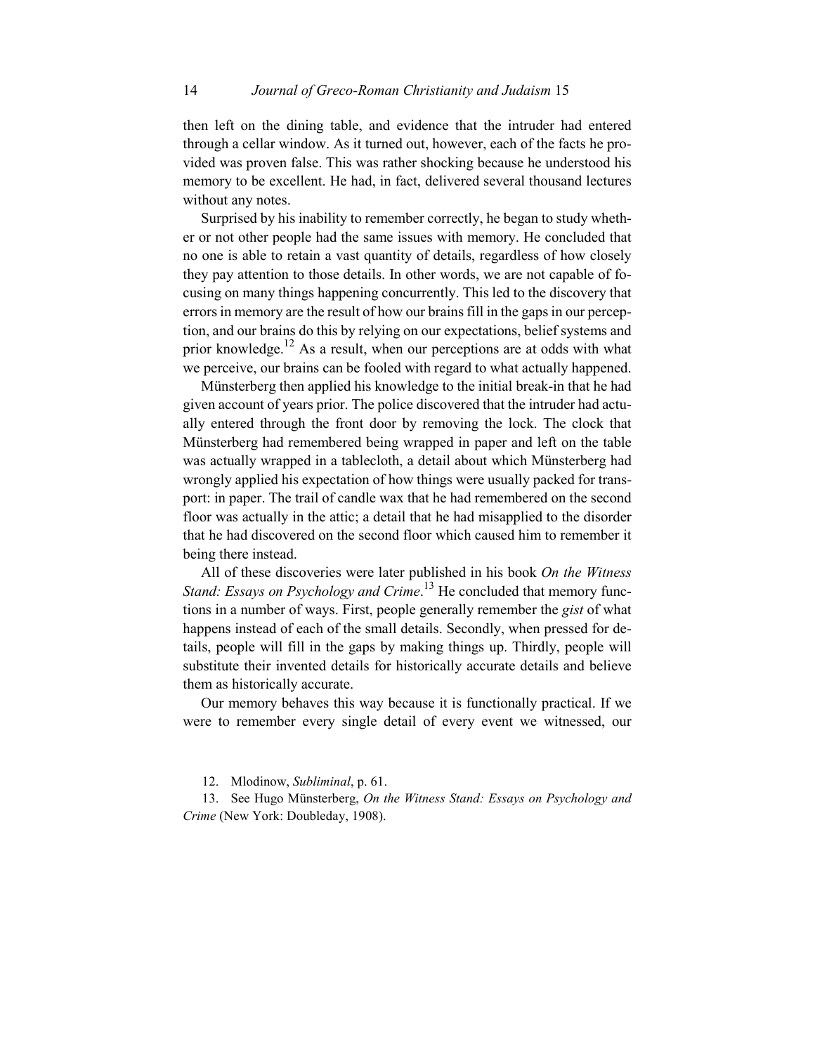then left on the dining table, and evidence that the intruder had entered through a cellar window. As it turned out, however, each of the facts he provided was proven false. This was rather shocking because he understood his memory to be excellent. He had, in fact, delivered several thousand lectures without any notes.

Surprised by his inability to remember correctly, he began to study whether or not other people had the same issues with memory. He concluded that no one is able to retain a vast quantity of details, regardless of how closely they pay attention to those details. In other words, we are not capable of focusing on many things happening concurrently. This led to the discovery that errors in memory are the result of how our brains fill in the gaps in our perception, and our brains do this by relying on our expectations, belief systems and prior knowledge.[12] As a result, when our perceptions are at odds with what we perceive, our brains can be fooled with regard to what actually happened.

Münsterberg then applied his knowledge to the initial break-in that he had given account of years prior. The police discovered that the intruder had actually entered through the front door by removing the lock. The clock that Münsterberg had remembered being wrapped in paper and left on the table was actually wrapped in a tablecloth, a detail about which Münsterberg had wrongly applied his expectation of how things were usually packed for transport: in paper. The trail of candle wax that he had remembered on the second floor was actually in the attic; a detail that he had misapplied to the disorder that he had discovered on the second floor which caused him to remember it being there instead.

All of these discoveries were later published in his book *On the Witness Stand: Essays on Psychology and Crime*.[13] He concluded that memory functions in a number of ways. First, people generally remember the *gist* of what happens instead of each of the small details. Secondly, when pressed for details, people will fill in the gaps by making things up. Thirdly, people will substitute their invented details for historically accurate details and believe them as historically accurate.

Our memory behaves this way because it is functionally practical. If we were to remember every single detail of every event we witnessed, our

12. Mlodinow, *Subliminal*, p. 61.

13. See Hugo Münsterberg, *On the Witness Stand: Essays on Psychology and Crime* (New York: Doubleday, 1908).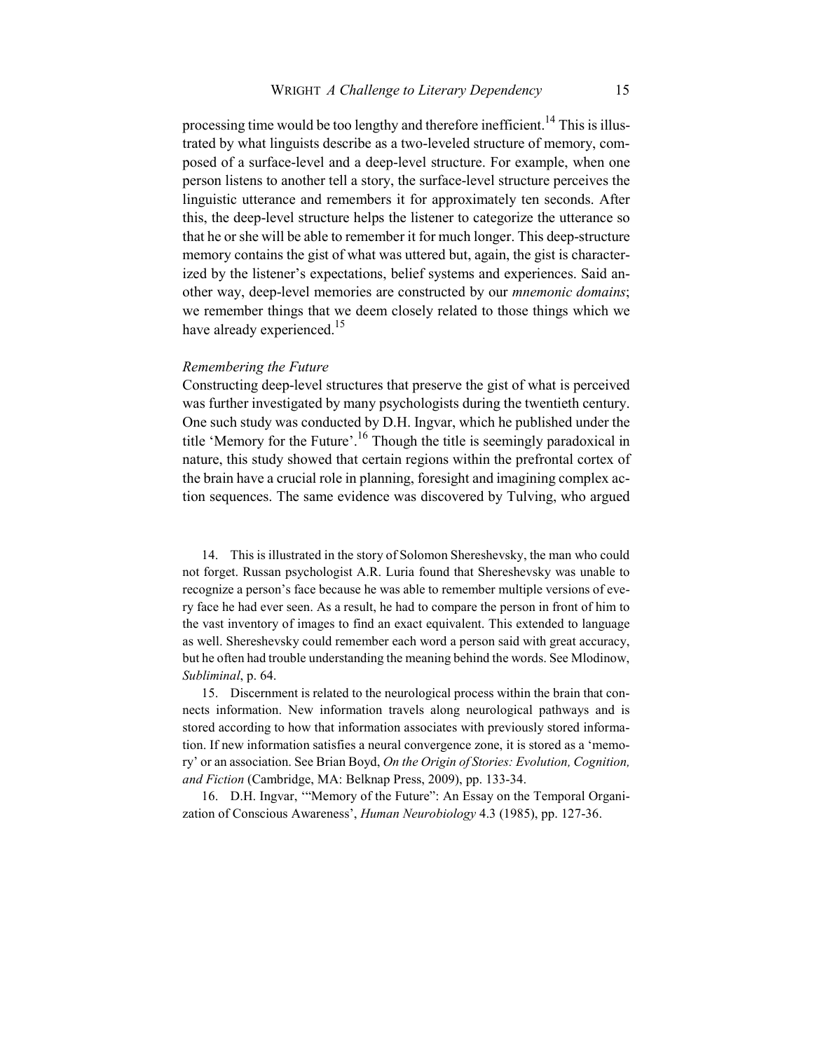processing time would be too lengthy and therefore inefficient.[14] This is illustrated by what linguists describe as a two-leveled structure of memory, composed of a surface-level and a deep-level structure. For example, when one person listens to another tell a story, the surface-level structure perceives the linguistic utterance and remembers it for approximately ten seconds. After this, the deep-level structure helps the listener to categorize the utterance so that he or she will be able to remember it for much longer. This deep-structure memory contains the gist of what was uttered but, again, the gist is characterized by the listener's expectations, belief systems and experiences. Said another way, deep-level memories are constructed by our *mnemonic domains*; we remember things that we deem closely related to those things which we have already experienced.[15]

*Remembering the Future*

Constructing deep-level structures that preserve the gist of what is perceived was further investigated by many psychologists during the twentieth century. One such study was conducted by D.H. Ingvar, which he published under the title 'Memory for the Future'.[16] Though the title is seemingly paradoxical in nature, this study showed that certain regions within the prefrontal cortex of the brain have a crucial role in planning, foresight and imagining complex action sequences. The same evidence was discovered by Tulving, who argued

14. This is illustrated in the story of Solomon Shereshevsky, the man who could not forget. Russan psychologist A.R. Luria found that Shereshevsky was unable to recognize a person's face because he was able to remember multiple versions of every face he had ever seen. As a result, he had to compare the person in front of him to the vast inventory of images to find an exact equivalent. This extended to language as well. Shereshevsky could remember each word a person said with great accuracy, but he often had trouble understanding the meaning behind the words. See Mlodinow, *Subliminal*, p. 64.

15. Discernment is related to the neurological process within the brain that connects information. New information travels along neurological pathways and is stored according to how that information associates with previously stored information. If new information satisfies a neural convergence zone, it is stored as a 'memory' or an association. See Brian Boyd, *On the Origin of Stories: Evolution, Cognition, and Fiction* (Cambridge, MA: Belknap Press, 2009), pp. 133-34.

16. D.H. Ingvar, '"Memory of the Future": An Essay on the Temporal Organization of Conscious Awareness', *Human Neurobiology* 4.3 (1985), pp. 127-36.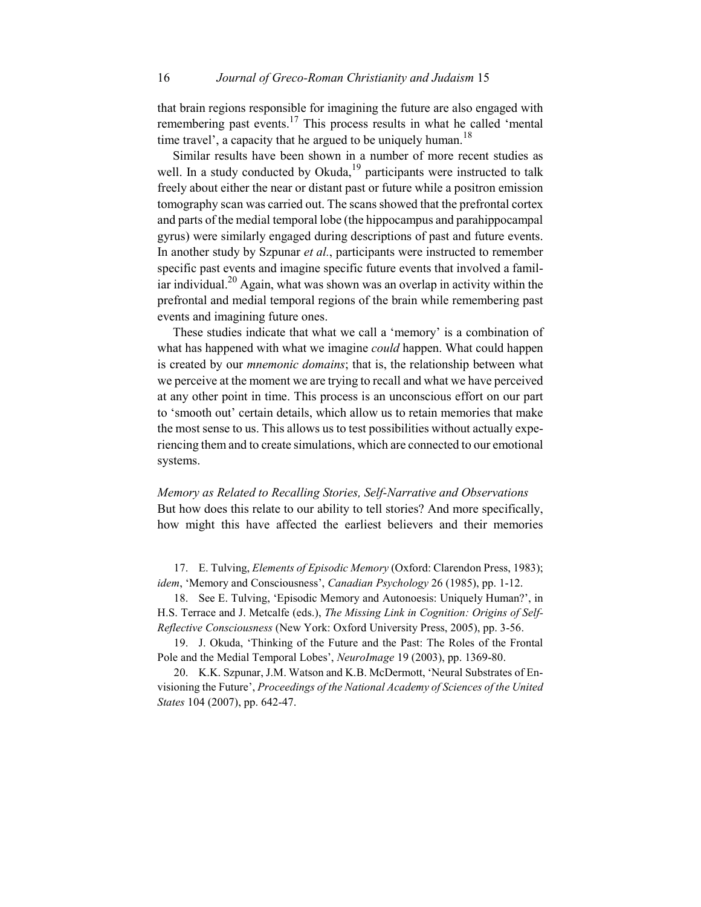that brain regions responsible for imagining the future are also engaged with remembering past events.[17] This process results in what he called 'mental time travel', a capacity that he argued to be uniquely human.[18]

Similar results have been shown in a number of more recent studies as well. In a study conducted by Okuda,[19] participants were instructed to talk freely about either the near or distant past or future while a positron emission tomography scan was carried out. The scans showed that the prefrontal cortex and parts of the medial temporal lobe (the hippocampus and parahippocampal gyrus) were similarly engaged during descriptions of past and future events. In another study by Szpunar *et al.*, participants were instructed to remember specific past events and imagine specific future events that involved a familiar individual.[20] Again, what was shown was an overlap in activity within the prefrontal and medial temporal regions of the brain while remembering past events and imagining future ones.

These studies indicate that what we call a 'memory' is a combination of what has happened with what we imagine *could* happen. What could happen is created by our *mnemonic domains*; that is, the relationship between what we perceive at the moment we are trying to recall and what we have perceived at any other point in time. This process is an unconscious effort on our part to 'smooth out' certain details, which allow us to retain memories that make the most sense to us. This allows us to test possibilities without actually experiencing them and to create simulations, which are connected to our emotional systems.

*Memory as Related to Recalling Stories, Self-Narrative and Observations*

But how does this relate to our ability to tell stories? And more specifically, how might this have affected the earliest believers and their memories

17. E. Tulving, *Elements of Episodic Memory* (Oxford: Clarendon Press, 1983); *idem*, 'Memory and Consciousness', *Canadian Psychology* 26 (1985), pp. 1-12.

18. See E. Tulving, 'Episodic Memory and Autonoesis: Uniquely Human?', in H.S. Terrace and J. Metcalfe (eds.), *The Missing Link in Cognition: Origins of Self-Reflective Consciousness* (New York: Oxford University Press, 2005), pp. 3-56.

19. J. Okuda, 'Thinking of the Future and the Past: The Roles of the Frontal Pole and the Medial Temporal Lobes', *NeuroImage* 19 (2003), pp. 1369-80.

20. K.K. Szpunar, J.M. Watson and K.B. McDermott, 'Neural Substrates of Envisioning the Future', *Proceedings of the National Academy of Sciences of the United States* 104 (2007), pp. 642-47.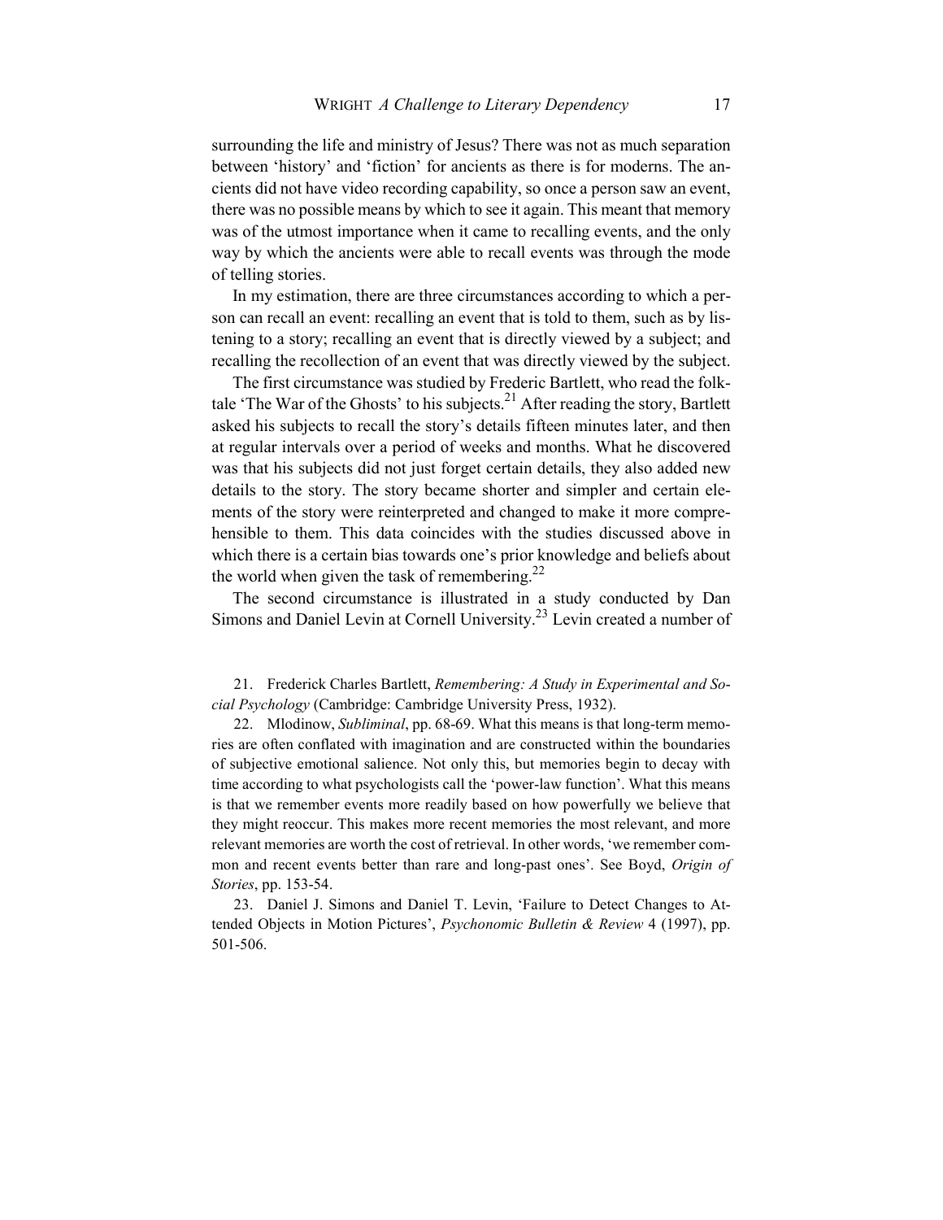surrounding the life and ministry of Jesus? There was not as much separation between 'history' and 'fiction' for ancients as there is for moderns. The ancients did not have video recording capability, so once a person saw an event, there was no possible means by which to see it again. This meant that memory was of the utmost importance when it came to recalling events, and the only way by which the ancients were able to recall events was through the mode of telling stories.

In my estimation, there are three circumstances according to which a person can recall an event: recalling an event that is told to them, such as by listening to a story; recalling an event that is directly viewed by a subject; and recalling the recollection of an event that was directly viewed by the subject.

The first circumstance was studied by Frederic Bartlett, who read the folktale 'The War of the Ghosts' to his subjects.[21] After reading the story, Bartlett asked his subjects to recall the story's details fifteen minutes later, and then at regular intervals over a period of weeks and months. What he discovered was that his subjects did not just forget certain details, they also added new details to the story. The story became shorter and simpler and certain elements of the story were reinterpreted and changed to make it more comprehensible to them. This data coincides with the studies discussed above in which there is a certain bias towards one's prior knowledge and beliefs about the world when given the task of remembering.[22]

The second circumstance is illustrated in a study conducted by Dan Simons and Daniel Levin at Cornell University.[23] Levin created a number of

21. Frederick Charles Bartlett, *Remembering: A Study in Experimental and Social Psychology* (Cambridge: Cambridge University Press, 1932).

22. Mlodinow, *Subliminal*, pp. 68-69. What this means is that long-term memories are often conflated with imagination and are constructed within the boundaries of subjective emotional salience. Not only this, but memories begin to decay with time according to what psychologists call the 'power-law function'. What this means is that we remember events more readily based on how powerfully we believe that they might reoccur. This makes more recent memories the most relevant, and more relevant memories are worth the cost of retrieval. In other words, 'we remember common and recent events better than rare and long-past ones'. See Boyd, *Origin of Stories*, pp. 153-54.

23. Daniel J. Simons and Daniel T. Levin, 'Failure to Detect Changes to Attended Objects in Motion Pictures', *Psychonomic Bulletin & Review* 4 (1997), pp. 501-506.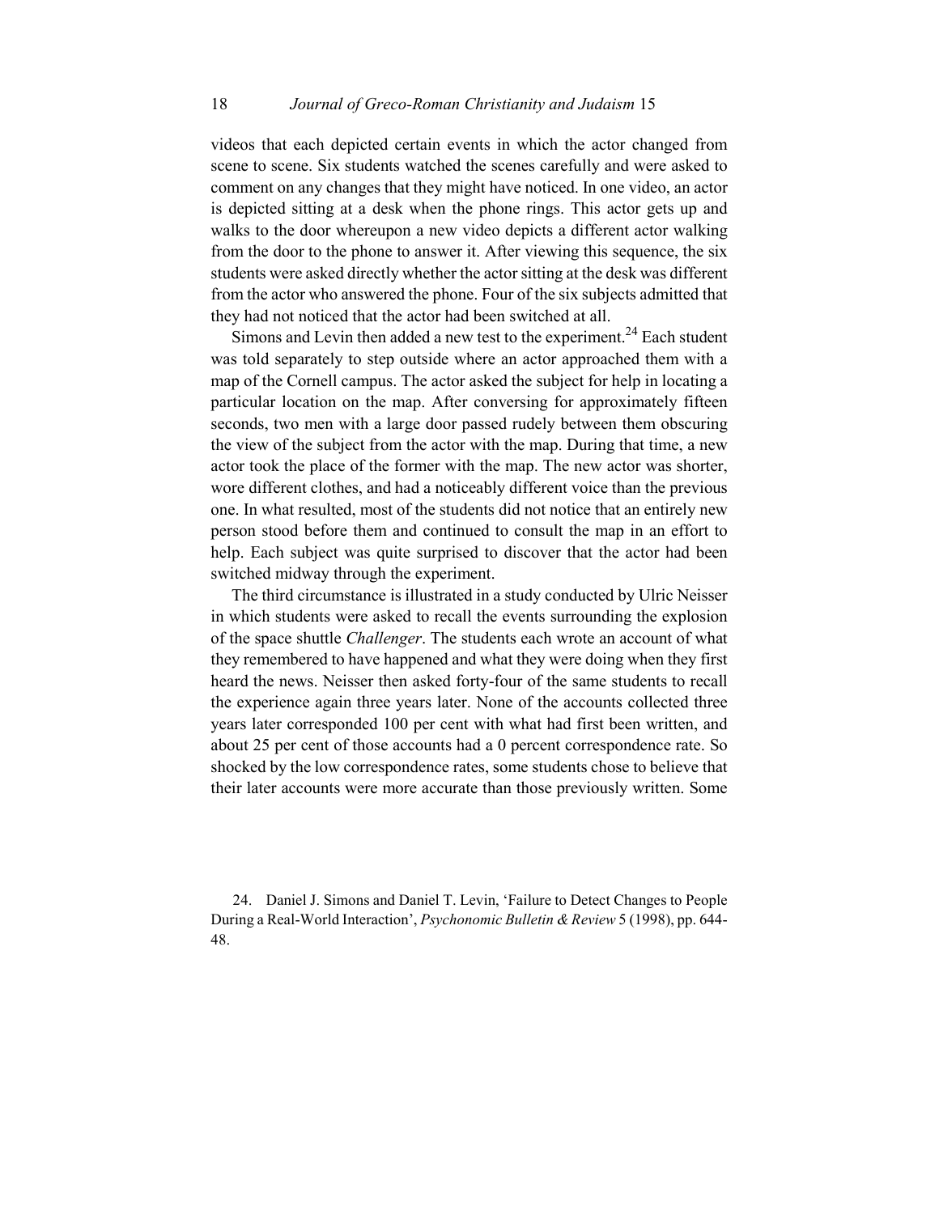videos that each depicted certain events in which the actor changed from scene to scene. Six students watched the scenes carefully and were asked to comment on any changes that they might have noticed. In one video, an actor is depicted sitting at a desk when the phone rings. This actor gets up and walks to the door whereupon a new video depicts a different actor walking from the door to the phone to answer it. After viewing this sequence, the six students were asked directly whether the actor sitting at the desk was different from the actor who answered the phone. Four of the six subjects admitted that they had not noticed that the actor had been switched at all.

Simons and Levin then added a new test to the experiment.[24] Each student was told separately to step outside where an actor approached them with a map of the Cornell campus. The actor asked the subject for help in locating a particular location on the map. After conversing for approximately fifteen seconds, two men with a large door passed rudely between them obscuring the view of the subject from the actor with the map. During that time, a new actor took the place of the former with the map. The new actor was shorter, wore different clothes, and had a noticeably different voice than the previous one. In what resulted, most of the students did not notice that an entirely new person stood before them and continued to consult the map in an effort to help. Each subject was quite surprised to discover that the actor had been switched midway through the experiment.

The third circumstance is illustrated in a study conducted by Ulric Neisser in which students were asked to recall the events surrounding the explosion of the space shuttle *Challenger*. The students each wrote an account of what they remembered to have happened and what they were doing when they first heard the news. Neisser then asked forty-four of the same students to recall the experience again three years later. None of the accounts collected three years later corresponded 100 per cent with what had first been written, and about 25 per cent of those accounts had a 0 percent correspondence rate. So shocked by the low correspondence rates, some students chose to believe that their later accounts were more accurate than those previously written. Some

24. Daniel J. Simons and Daniel T. Levin, 'Failure to Detect Changes to People During a Real-World Interaction', *Psychonomic Bulletin & Review* 5 (1998), pp. 644-48.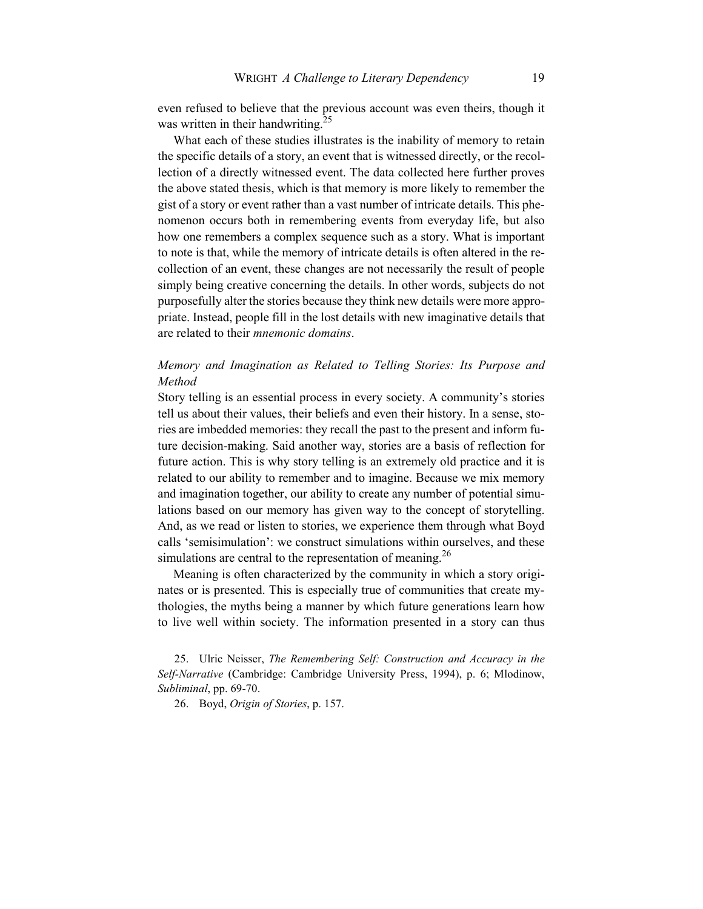even refused to believe that the previous account was even theirs, though it was written in their handwriting.[25]

What each of these studies illustrates is the inability of memory to retain the specific details of a story, an event that is witnessed directly, or the recollection of a directly witnessed event. The data collected here further proves the above stated thesis, which is that memory is more likely to remember the gist of a story or event rather than a vast number of intricate details. This phenomenon occurs both in remembering events from everyday life, but also how one remembers a complex sequence such as a story. What is important to note is that, while the memory of intricate details is often altered in the recollection of an event, these changes are not necessarily the result of people simply being creative concerning the details. In other words, subjects do not purposefully alter the stories because they think new details were more appropriate. Instead, people fill in the lost details with new imaginative details that are related to their *mnemonic domains*.

### *Memory and Imagination as Related to Telling Stories: Its Purpose and Method*

Story telling is an essential process in every society. A community's stories tell us about their values, their beliefs and even their history. In a sense, stories are imbedded memories: they recall the past to the present and inform future decision-making. Said another way, stories are a basis of reflection for future action. This is why story telling is an extremely old practice and it is related to our ability to remember and to imagine. Because we mix memory and imagination together, our ability to create any number of potential simulations based on our memory has given way to the concept of storytelling. And, as we read or listen to stories, we experience them through what Boyd calls 'semisimulation': we construct simulations within ourselves, and these simulations are central to the representation of meaning.[26]

Meaning is often characterized by the community in which a story originates or is presented. This is especially true of communities that create mythologies, the myths being a manner by which future generations learn how to live well within society. The information presented in a story can thus

25. Ulric Neisser, *The Remembering Self: Construction and Accuracy in the Self-Narrative* (Cambridge: Cambridge University Press, 1994), p. 6; Mlodinow, *Subliminal*, pp. 69-70.

26. Boyd, *Origin of Stories*, p. 157.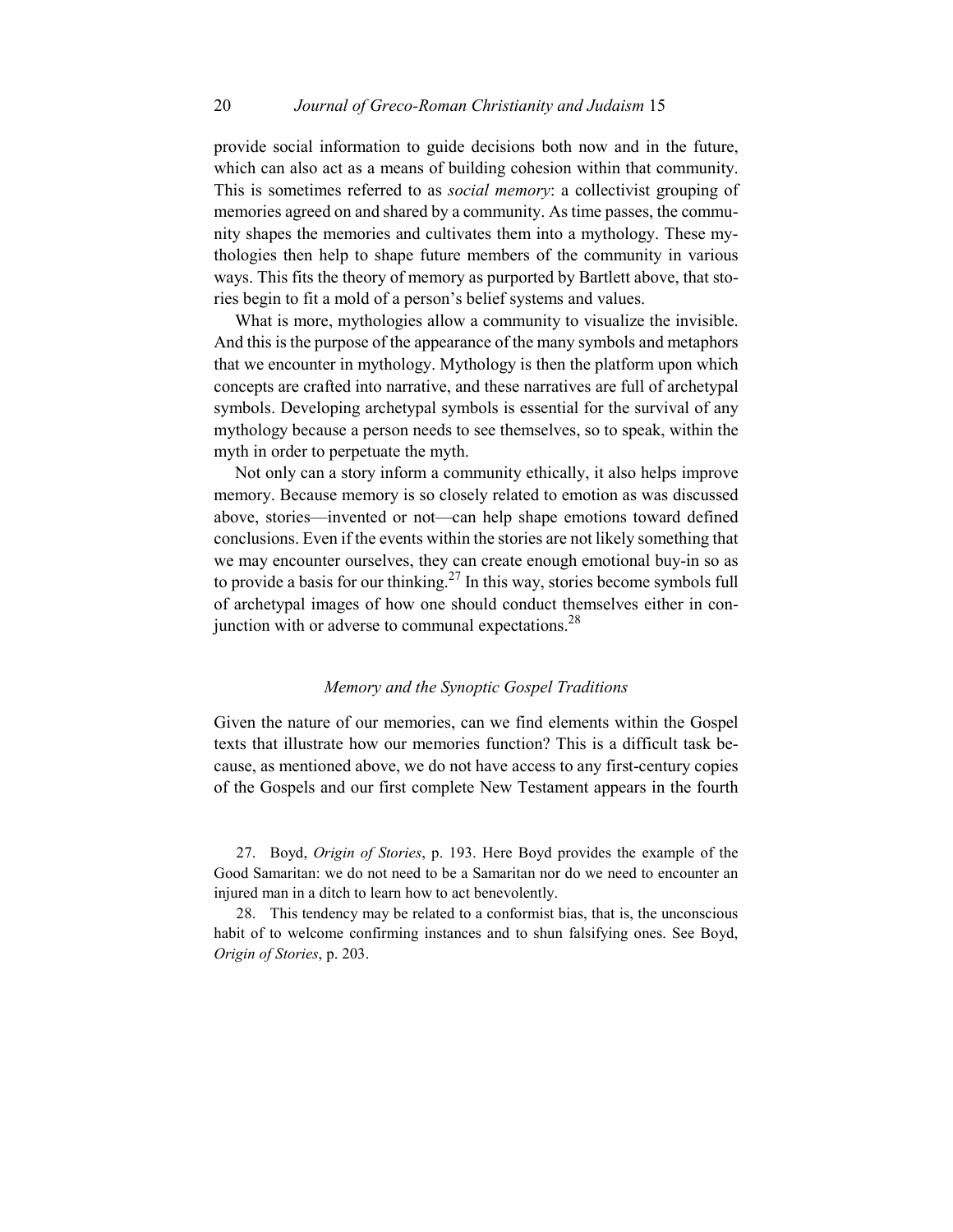provide social information to guide decisions both now and in the future, which can also act as a means of building cohesion within that community. This is sometimes referred to as *social memory*: a collectivist grouping of memories agreed on and shared by a community. As time passes, the community shapes the memories and cultivates them into a mythology. These mythologies then help to shape future members of the community in various ways. This fits the theory of memory as purported by Bartlett above, that stories begin to fit a mold of a person's belief systems and values.

What is more, mythologies allow a community to visualize the invisible. And this is the purpose of the appearance of the many symbols and metaphors that we encounter in mythology. Mythology is then the platform upon which concepts are crafted into narrative, and these narratives are full of archetypal symbols. Developing archetypal symbols is essential for the survival of any mythology because a person needs to see themselves, so to speak, within the myth in order to perpetuate the myth.

Not only can a story inform a community ethically, it also helps improve memory. Because memory is so closely related to emotion as was discussed above, stories—invented or not—can help shape emotions toward defined conclusions. Even if the events within the stories are not likely something that we may encounter ourselves, they can create enough emotional buy-in so as to provide a basis for our thinking.[27] In this way, stories become symbols full of archetypal images of how one should conduct themselves either in conjunction with or adverse to communal expectations.[28]

### *Memory and the Synoptic Gospel Traditions*

Given the nature of our memories, can we find elements within the Gospel texts that illustrate how our memories function? This is a difficult task because, as mentioned above, we do not have access to any first-century copies of the Gospels and our first complete New Testament appears in the fourth

27. Boyd, *Origin of Stories*, p. 193. Here Boyd provides the example of the Good Samaritan: we do not need to be a Samaritan nor do we need to encounter an injured man in a ditch to learn how to act benevolently.

28. This tendency may be related to a conformist bias, that is, the unconscious habit of to welcome confirming instances and to shun falsifying ones. See Boyd, *Origin of Stories*, p. 203.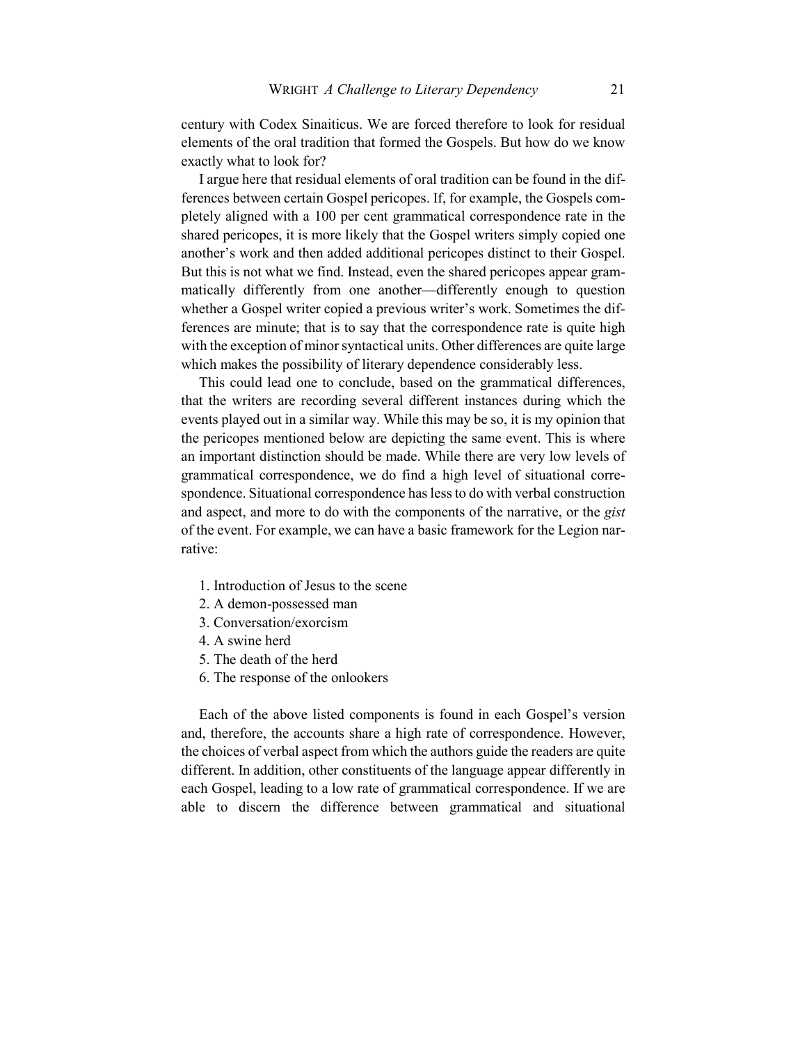century with Codex Sinaiticus. We are forced therefore to look for residual elements of the oral tradition that formed the Gospels. But how do we know exactly what to look for?

I argue here that residual elements of oral tradition can be found in the differences between certain Gospel pericopes. If, for example, the Gospels completely aligned with a 100 per cent grammatical correspondence rate in the shared pericopes, it is more likely that the Gospel writers simply copied one another's work and then added additional pericopes distinct to their Gospel. But this is not what we find. Instead, even the shared pericopes appear grammatically differently from one another—differently enough to question whether a Gospel writer copied a previous writer's work. Sometimes the differences are minute; that is to say that the correspondence rate is quite high with the exception of minor syntactical units. Other differences are quite large which makes the possibility of literary dependence considerably less.

This could lead one to conclude, based on the grammatical differences, that the writers are recording several different instances during which the events played out in a similar way. While this may be so, it is my opinion that the pericopes mentioned below are depicting the same event. This is where an important distinction should be made. While there are very low levels of grammatical correspondence, we do find a high level of situational correspondence. Situational correspondence has less to do with verbal construction and aspect, and more to do with the components of the narrative, or the *gist* of the event. For example, we can have a basic framework for the Legion narrative:

1. Introduction of Jesus to the scene
2. A demon-possessed man
3. Conversation/exorcism
4. A swine herd
5. The death of the herd
6. The response of the onlookers

Each of the above listed components is found in each Gospel's version and, therefore, the accounts share a high rate of correspondence. However, the choices of verbal aspect from which the authors guide the readers are quite different. In addition, other constituents of the language appear differently in each Gospel, leading to a low rate of grammatical correspondence. If we are able to discern the difference between grammatical and situational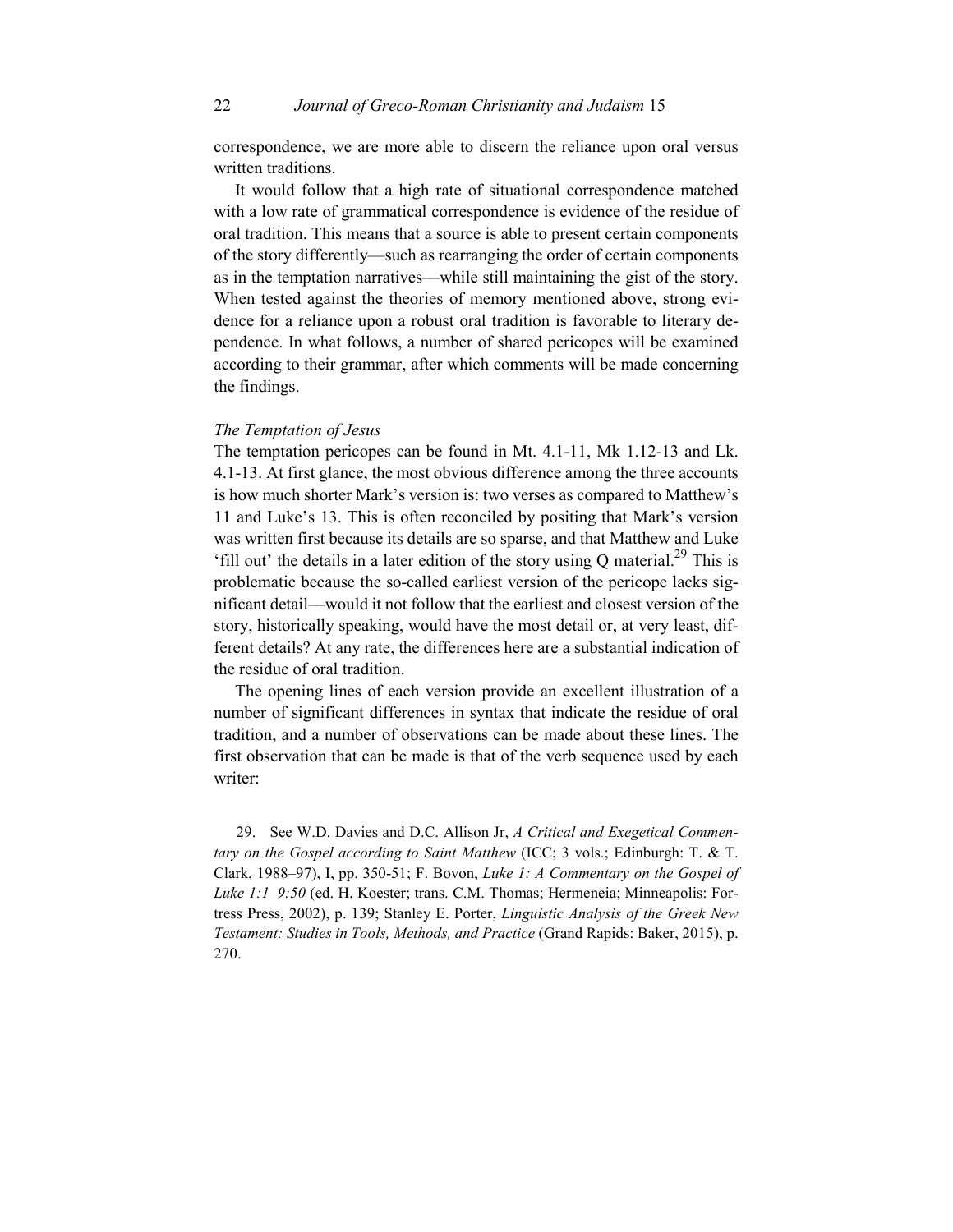correspondence, we are more able to discern the reliance upon oral versus written traditions.

It would follow that a high rate of situational correspondence matched with a low rate of grammatical correspondence is evidence of the residue of oral tradition. This means that a source is able to present certain components of the story differently—such as rearranging the order of certain components as in the temptation narratives—while still maintaining the gist of the story. When tested against the theories of memory mentioned above, strong evidence for a reliance upon a robust oral tradition is favorable to literary dependence. In what follows, a number of shared pericopes will be examined according to their grammar, after which comments will be made concerning the findings.

*The Temptation of Jesus*

The temptation pericopes can be found in Mt. 4.1-11, Mk 1.12-13 and Lk. 4.1-13. At first glance, the most obvious difference among the three accounts is how much shorter Mark's version is: two verses as compared to Matthew's 11 and Luke's 13. This is often reconciled by positing that Mark's version was written first because its details are so sparse, and that Matthew and Luke 'fill out' the details in a later edition of the story using Q material.[29] This is problematic because the so-called earliest version of the pericope lacks significant detail—would it not follow that the earliest and closest version of the story, historically speaking, would have the most detail or, at very least, different details? At any rate, the differences here are a substantial indication of the residue of oral tradition.

The opening lines of each version provide an excellent illustration of a number of significant differences in syntax that indicate the residue of oral tradition, and a number of observations can be made about these lines. The first observation that can be made is that of the verb sequence used by each writer:

29. See W.D. Davies and D.C. Allison Jr, *A Critical and Exegetical Commentary on the Gospel according to Saint Matthew* (ICC; 3 vols.; Edinburgh: T. & T. Clark, 1988–97), I, pp. 350-51; F. Bovon, *Luke 1: A Commentary on the Gospel of Luke 1:1–9:50* (ed. H. Koester; trans. C.M. Thomas; Hermeneia; Minneapolis: Fortress Press, 2002), p. 139; Stanley E. Porter, *Linguistic Analysis of the Greek New Testament: Studies in Tools, Methods, and Practice* (Grand Rapids: Baker, 2015), p. 270.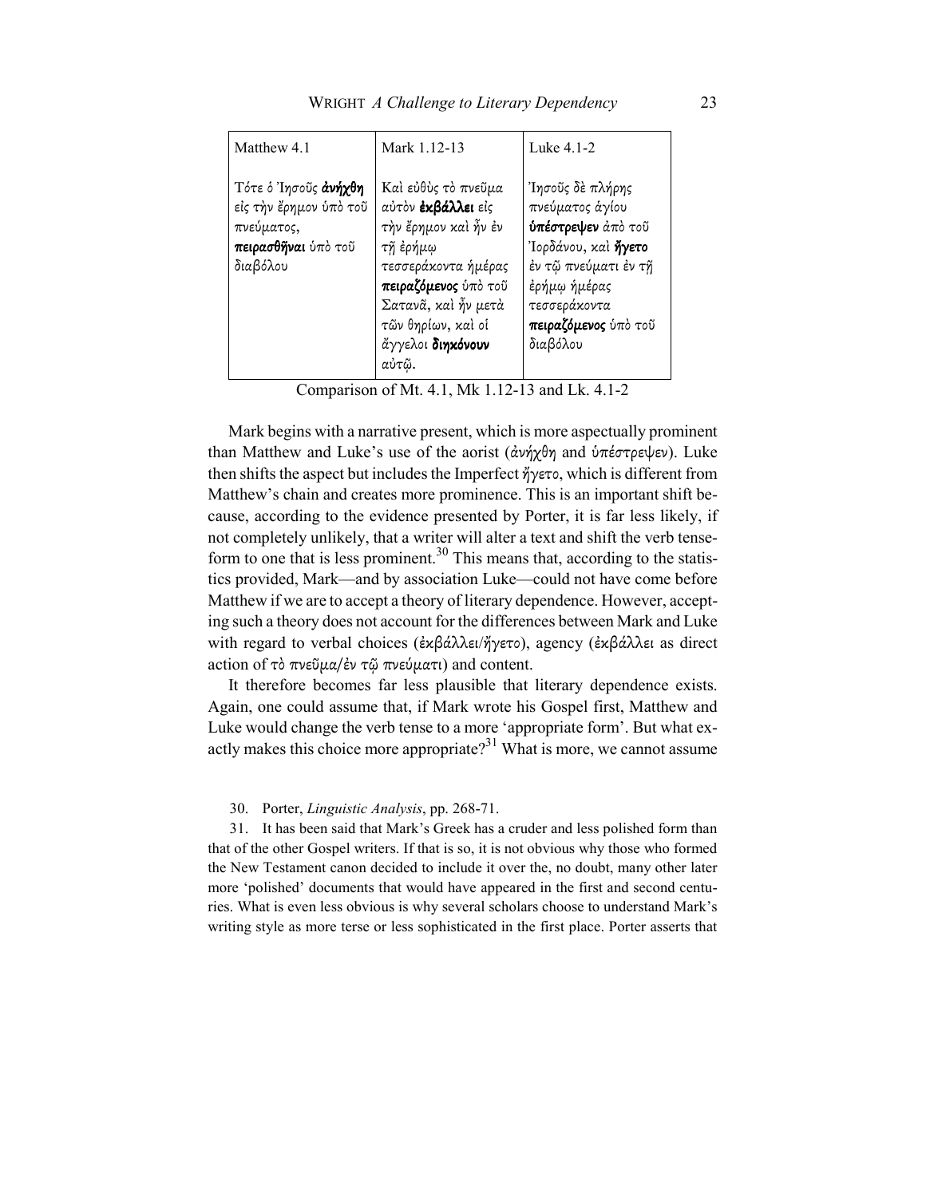| Matthew 4.1 | Mark 1.12-13 | Luke 4.1-2 |
|---|---|---|
| Τότε ὁ Ἰησοῦς **ἀνήχθη** εἰς τὴν ἔρημον ὑπὸ τοῦ πνεύματος, **πειρασθῆναι** ὑπὸ τοῦ διαβόλου | Καὶ εὐθὺς τὸ πνεῦμα αὐτὸν **ἐκβάλλει** εἰς τὴν ἔρημον καὶ ἦν ἐν τῇ ἐρήμῳ τεσσεράκοντα ἡμέρας **πειραζόμενος** ὑπὸ τοῦ Σατανᾶ, καὶ ἦν μετὰ τῶν θηρίων, καὶ οἱ ἄγγελοι **διηκόνουν** αὐτῷ. | Ἰησοῦς δὲ πλήρης πνεύματος ἁγίου **ὑπέστρεψεν** ἀπὸ τοῦ Ἰορδάνου, καὶ **ἤγετο** ἐν τῷ πνεύματι ἐν τῇ ἐρήμῳ ἡμέρας τεσσεράκοντα **πειραζόμενος** ὑπὸ τοῦ διαβόλου |

Comparison of Mt. 4.1, Mk 1.12-13 and Lk. 4.1-2

Mark begins with a narrative present, which is more aspectually prominent than Matthew and Luke's use of the aorist (ἀνήχθη and ὑπέστρεψεν). Luke then shifts the aspect but includes the Imperfect ἤγετο, which is different from Matthew's chain and creates more prominence. This is an important shift because, according to the evidence presented by Porter, it is far less likely, if not completely unlikely, that a writer will alter a text and shift the verb tense-form to one that is less prominent.[30] This means that, according to the statistics provided, Mark—and by association Luke—could not have come before Matthew if we are to accept a theory of literary dependence. However, accepting such a theory does not account for the differences between Mark and Luke with regard to verbal choices (ἐκβάλλει/ἤγετο), agency (ἐκβάλλει as direct action of τὸ πνεῦμα/ἐν τῷ πνεύματι) and content.

It therefore becomes far less plausible that literary dependence exists. Again, one could assume that, if Mark wrote his Gospel first, Matthew and Luke would change the verb tense to a more 'appropriate form'. But what exactly makes this choice more appropriate?[31] What is more, we cannot assume

30. Porter, *Linguistic Analysis*, pp. 268-71.

31. It has been said that Mark's Greek has a cruder and less polished form than that of the other Gospel writers. If that is so, it is not obvious why those who formed the New Testament canon decided to include it over the, no doubt, many other later more 'polished' documents that would have appeared in the first and second centuries. What is even less obvious is why several scholars choose to understand Mark's writing style as more terse or less sophisticated in the first place. Porter asserts that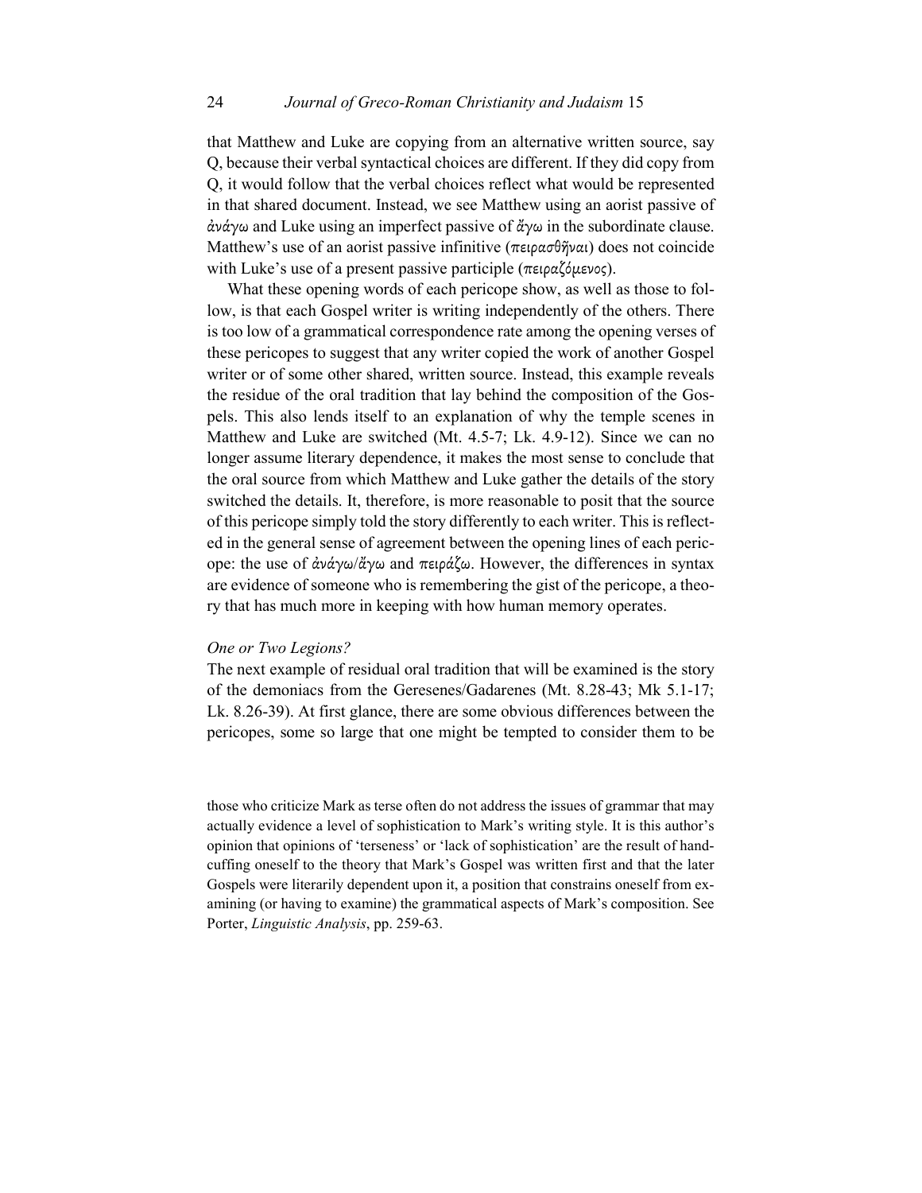that Matthew and Luke are copying from an alternative written source, say Q, because their verbal syntactical choices are different. If they did copy from Q, it would follow that the verbal choices reflect what would be represented in that shared document. Instead, we see Matthew using an aorist passive of ἀνάγω and Luke using an imperfect passive of ἄγω in the subordinate clause. Matthew's use of an aorist passive infinitive (πειρασθῆναι) does not coincide with Luke's use of a present passive participle (πειραζόμενος).

What these opening words of each pericope show, as well as those to follow, is that each Gospel writer is writing independently of the others. There is too low of a grammatical correspondence rate among the opening verses of these pericopes to suggest that any writer copied the work of another Gospel writer or of some other shared, written source. Instead, this example reveals the residue of the oral tradition that lay behind the composition of the Gospels. This also lends itself to an explanation of why the temple scenes in Matthew and Luke are switched (Mt. 4.5-7; Lk. 4.9-12). Since we can no longer assume literary dependence, it makes the most sense to conclude that the oral source from which Matthew and Luke gather the details of the story switched the details. It, therefore, is more reasonable to posit that the source of this pericope simply told the story differently to each writer. This is reflected in the general sense of agreement between the opening lines of each pericope: the use of ἀνάγω/ἄγω and πειράζω. However, the differences in syntax are evidence of someone who is remembering the gist of the pericope, a theory that has much more in keeping with how human memory operates.

*One or Two Legions?*

The next example of residual oral tradition that will be examined is the story of the demoniacs from the Geresenes/Gadarenes (Mt. 8.28-43; Mk 5.1-17; Lk. 8.26-39). At first glance, there are some obvious differences between the pericopes, some so large that one might be tempted to consider them to be

those who criticize Mark as terse often do not address the issues of grammar that may actually evidence a level of sophistication to Mark's writing style. It is this author's opinion that opinions of 'terseness' or 'lack of sophistication' are the result of handcuffing oneself to the theory that Mark's Gospel was written first and that the later Gospels were literarily dependent upon it, a position that constrains oneself from examining (or having to examine) the grammatical aspects of Mark's composition. See Porter, *Linguistic Analysis*, pp. 259-63.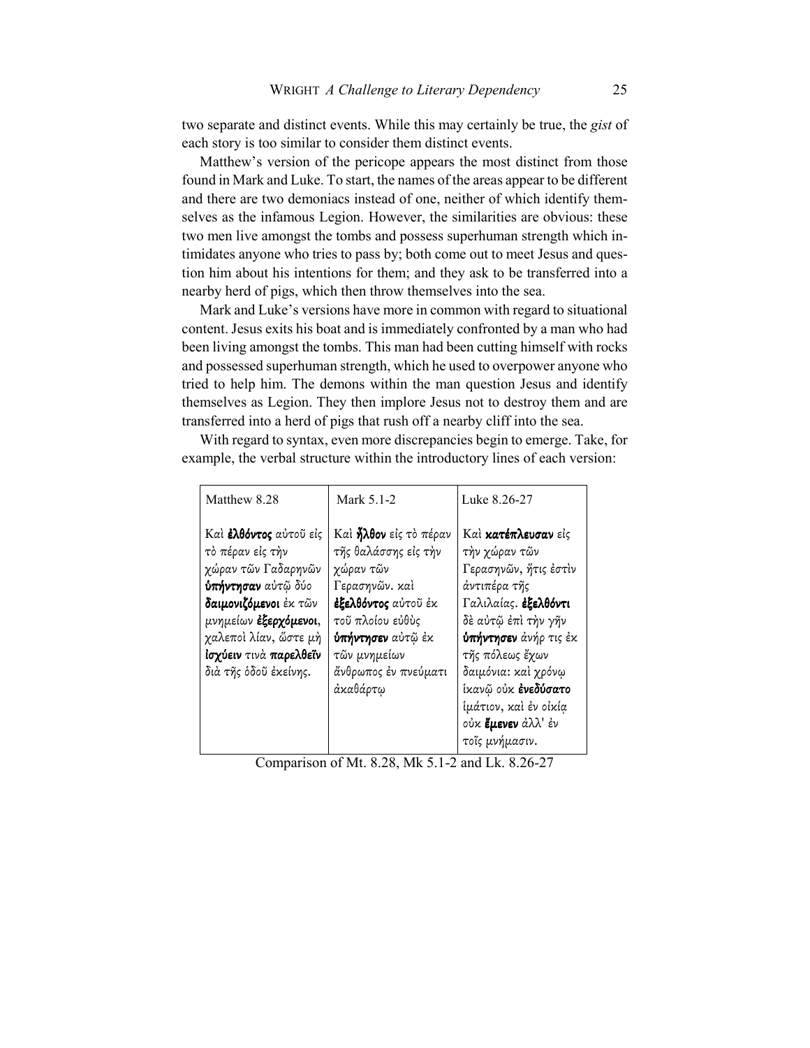two separate and distinct events. While this may certainly be true, the *gist* of each story is too similar to consider them distinct events.

Matthew's version of the pericope appears the most distinct from those found in Mark and Luke. To start, the names of the areas appear to be different and there are two demoniacs instead of one, neither of which identify themselves as the infamous Legion. However, the similarities are obvious: these two men live amongst the tombs and possess superhuman strength which intimidates anyone who tries to pass by; both come out to meet Jesus and question him about his intentions for them; and they ask to be transferred into a nearby herd of pigs, which then throw themselves into the sea.

Mark and Luke's versions have more in common with regard to situational content. Jesus exits his boat and is immediately confronted by a man who had been living amongst the tombs. This man had been cutting himself with rocks and possessed superhuman strength, which he used to overpower anyone who tried to help him. The demons within the man question Jesus and identify themselves as Legion. They then implore Jesus not to destroy them and are transferred into a herd of pigs that rush off a nearby cliff into the sea.

With regard to syntax, even more discrepancies begin to emerge. Take, for example, the verbal structure within the introductory lines of each version:

| Matthew 8.28 | Mark 5.1-2 | Luke 8.26-27 |
|---|---|---|
| Καὶ **ἐλθόντος** αὐτοῦ εἰς τὸ πέραν εἰς τὴν χώραν τῶν Γαδαρηνῶν **ὑπήντησαν** αὐτῷ δύο **δαιμονιζόμενοι** ἐκ τῶν μνημείων **ἐξερχόμενοι**, χαλεποὶ λίαν, ὥστε μὴ **ἰσχύειν** τινὰ **παρελθεῖν** διὰ τῆς ὁδοῦ ἐκείνης. | Καὶ **ἦλθον** εἰς τὸ πέραν τῆς θαλάσσης εἰς τὴν χώραν τῶν Γερασηνῶν. καὶ **ἐξελθόντος** αὐτοῦ ἐκ τοῦ πλοίου εὐθὺς **ὑπήντησεν** αὐτῷ ἐκ τῶν μνημείων ἄνθρωπος ἐν πνεύματι ἀκαθάρτῳ | Καὶ **κατέπλευσαν** εἰς τὴν χώραν τῶν Γερασηνῶν, ἥτις ἐστὶν ἀντιπέρα τῆς Γαλιλαίας. **ἐξελθόντι** δὲ αὐτῷ ἐπὶ τὴν γῆν **ὑπήντησεν** ἀνήρ τις ἐκ τῆς πόλεως ἔχων δαιμόνια· καὶ χρόνῳ ἱκανῷ οὐκ **ἐνεδύσατο** ἱμάτιον, καὶ ἐν οἰκίᾳ οὐκ **ἔμενεν** ἀλλ' ἐν τοῖς μνήμασιν. |

Comparison of Mt. 8.28, Mk 5.1-2 and Lk. 8.26-27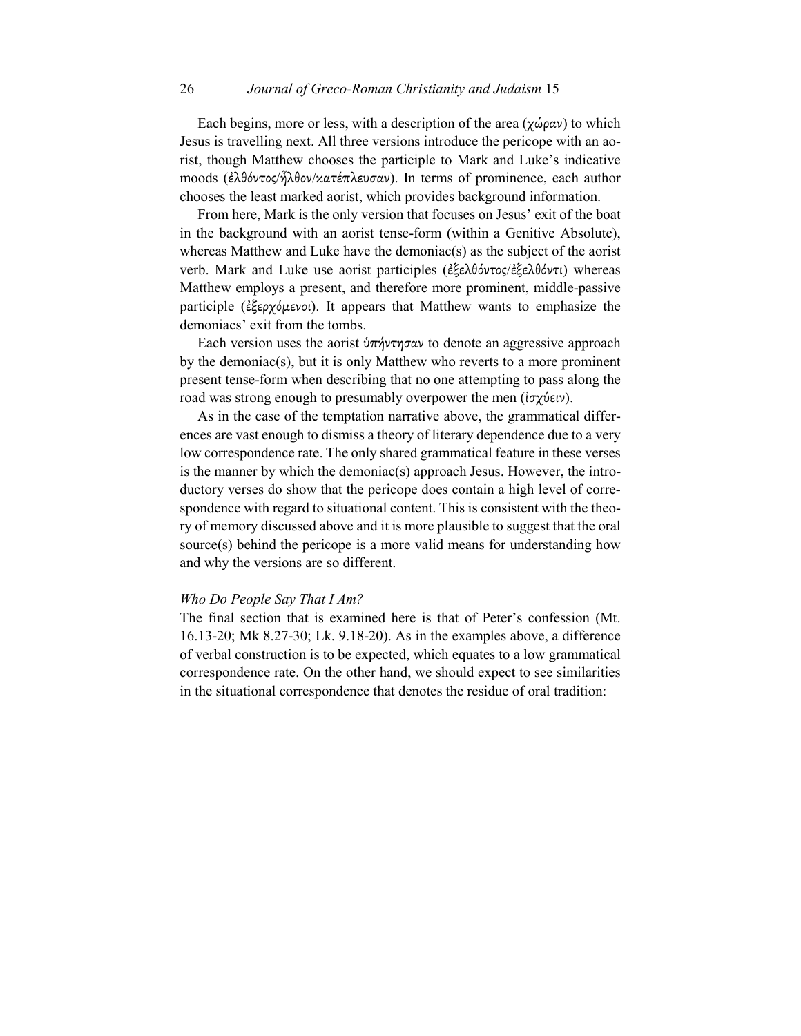Each begins, more or less, with a description of the area (χώραν) to which Jesus is travelling next. All three versions introduce the pericope with an aorist, though Matthew chooses the participle to Mark and Luke's indicative moods (ἐλθόντος/ἦλθον/κατέπλευσαν). In terms of prominence, each author chooses the least marked aorist, which provides background information.

From here, Mark is the only version that focuses on Jesus' exit of the boat in the background with an aorist tense-form (within a Genitive Absolute), whereas Matthew and Luke have the demoniac(s) as the subject of the aorist verb. Mark and Luke use aorist participles (ἐξελθόντος/ἐξελθόντι) whereas Matthew employs a present, and therefore more prominent, middle-passive participle (ἐξερχόμενοι). It appears that Matthew wants to emphasize the demoniacs' exit from the tombs.

Each version uses the aorist ὑπήντησαν to denote an aggressive approach by the demoniac(s), but it is only Matthew who reverts to a more prominent present tense-form when describing that no one attempting to pass along the road was strong enough to presumably overpower the men (ἰσχύειν).

As in the case of the temptation narrative above, the grammatical differences are vast enough to dismiss a theory of literary dependence due to a very low correspondence rate. The only shared grammatical feature in these verses is the manner by which the demoniac(s) approach Jesus. However, the introductory verses do show that the pericope does contain a high level of correspondence with regard to situational content. This is consistent with the theory of memory discussed above and it is more plausible to suggest that the oral source(s) behind the pericope is a more valid means for understanding how and why the versions are so different.

*Who Do People Say That I Am?*

The final section that is examined here is that of Peter's confession (Mt. 16.13-20; Mk 8.27-30; Lk. 9.18-20). As in the examples above, a difference of verbal construction is to be expected, which equates to a low grammatical correspondence rate. On the other hand, we should expect to see similarities in the situational correspondence that denotes the residue of oral tradition: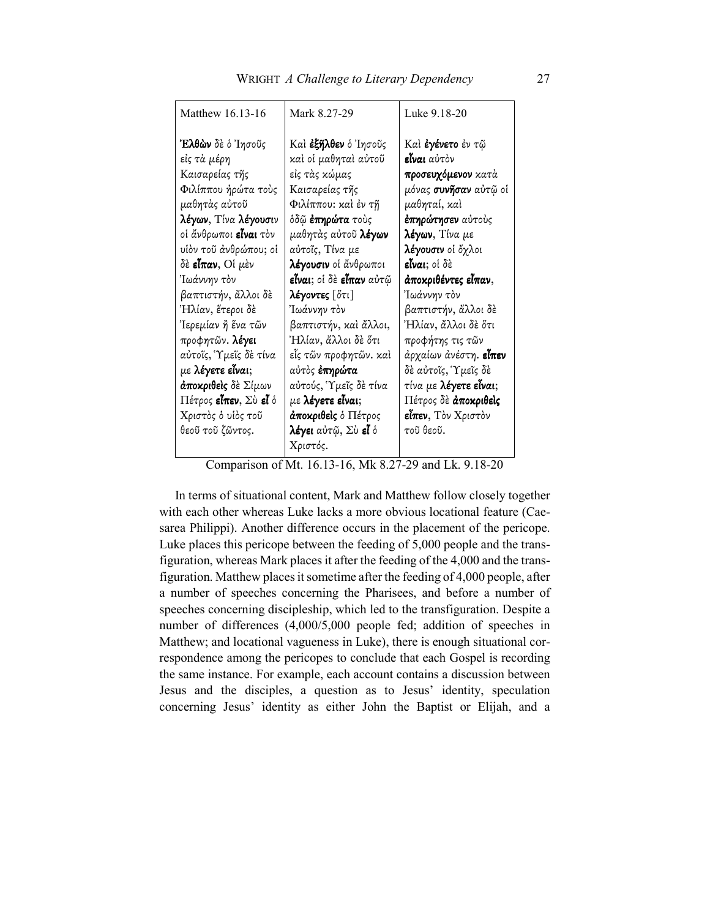| Matthew 16.13-16 | Mark 8.27-29 | Luke 9.18-20 |
|---|---|---|
| **Ἐλθὼν** δὲ ὁ Ἰησοῦς εἰς τὰ μέρη Καισαρείας τῆς Φιλίππου ἠρώτα τοὺς μαθητὰς αὐτοῦ **λέγων**, Τίνα **λέγουσιν** οἱ ἄνθρωποι **εἶναι** τὸν υἱὸν τοῦ ἀνθρώπου; οἱ δὲ **εἶπαν**, Οἱ μὲν Ἰωάννην τὸν βαπτιστήν, ἄλλοι δὲ Ἠλίαν, ἕτεροι δὲ Ἰερεμίαν ἢ ἕνα τῶν προφητῶν. **λέγει** αὐτοῖς, Ὑμεῖς δὲ τίνα με **λέγετε εἶναι**; **ἀποκριθεὶς** δὲ Σίμων Πέτρος **εἶπεν**, Σὺ **εἶ** ὁ Χριστὸς ὁ υἱὸς τοῦ θεοῦ τοῦ ζῶντος. | Καὶ **ἐξῆλθεν** ὁ Ἰησοῦς καὶ οἱ μαθηταὶ αὐτοῦ εἰς τὰς κώμας Καισαρείας τῆς Φιλίππου· καὶ ἐν τῇ ὁδῷ **ἐπηρώτα** τοὺς μαθητὰς αὐτοῦ **λέγων** αὐτοῖς, Τίνα με **λέγουσιν** οἱ ἄνθρωποι **εἶναι**; οἱ δὲ **εἶπαν** αὐτῷ **λέγοντες** [ὅτι] Ἰωάννην τὸν βαπτιστήν, καὶ ἄλλοι, Ἠλίαν, ἄλλοι δὲ ὅτι εἷς τῶν προφητῶν. καὶ αὐτὸς **ἐπηρώτα** αὐτούς, Ὑμεῖς δὲ τίνα με **λέγετε εἶναι**; **ἀποκριθεὶς** ὁ Πέτρος **λέγει** αὐτῷ, Σὺ **εἶ** ὁ Χριστός. | Καὶ **ἐγένετο** ἐν τῷ **εἶναι** αὐτὸν **προσευχόμενον** κατὰ μόνας **συνῆσαν** αὐτῷ οἱ μαθηταί, καὶ **ἐπηρώτησεν** αὐτοὺς **λέγων**, Τίνα με **λέγουσιν** οἱ ὄχλοι **εἶναι**; οἱ δὲ **ἀποκριθέντες εἶπαν**, Ἰωάννην τὸν βαπτιστήν, ἄλλοι δὲ Ἠλίαν, ἄλλοι δὲ ὅτι προφήτης τις τῶν ἀρχαίων ἀνέστη. **εἶπεν** δὲ αὐτοῖς, Ὑμεῖς δὲ τίνα με **λέγετε εἶναι**; Πέτρος δὲ **ἀποκριθεὶς εἶπεν**, Τὸν Χριστὸν τοῦ θεοῦ. |

Comparison of Mt. 16.13-16, Mk 8.27-29 and Lk. 9.18-20

In terms of situational content, Mark and Matthew follow closely together with each other whereas Luke lacks a more obvious locational feature (Caesarea Philippi). Another difference occurs in the placement of the pericope. Luke places this pericope between the feeding of 5,000 people and the transfiguration, whereas Mark places it after the feeding of the 4,000 and the transfiguration. Matthew places it sometime after the feeding of 4,000 people, after a number of speeches concerning the Pharisees, and before a number of speeches concerning discipleship, which led to the transfiguration. Despite a number of differences (4,000/5,000 people fed; addition of speeches in Matthew; and locational vagueness in Luke), there is enough situational correspondence among the pericopes to conclude that each Gospel is recording the same instance. For example, each account contains a discussion between Jesus and the disciples, a question as to Jesus' identity, speculation concerning Jesus' identity as either John the Baptist or Elijah, and a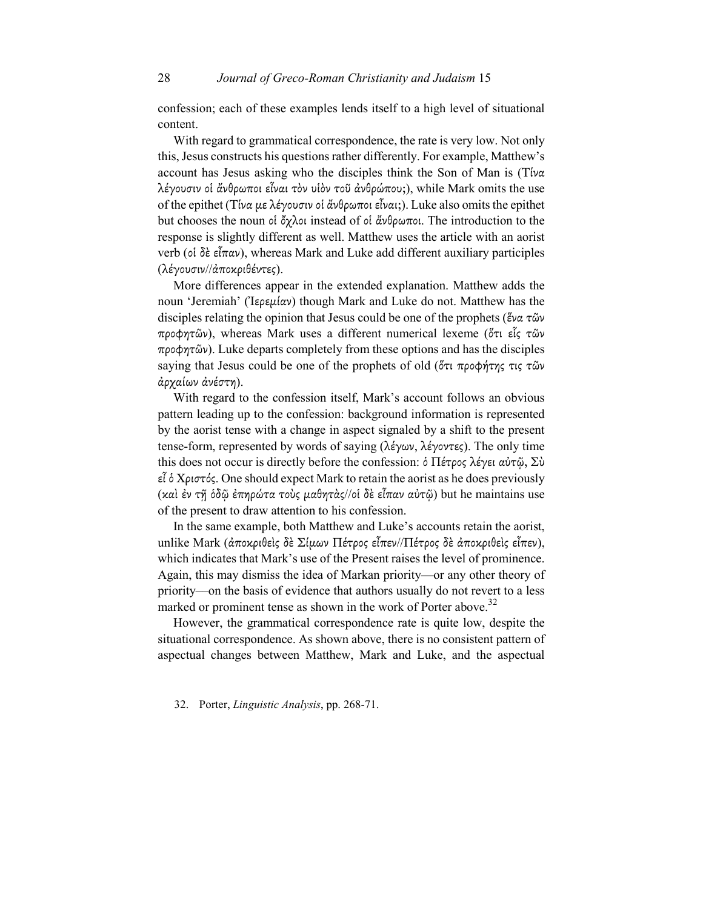confession; each of these examples lends itself to a high level of situational content.

With regard to grammatical correspondence, the rate is very low. Not only this, Jesus constructs his questions rather differently. For example, Matthew's account has Jesus asking who the disciples think the Son of Man is (Τίνα λέγουσιν οἱ ἄνθρωποι εἶναι τὸν υἱὸν τοῦ ἀνθρώπου;), while Mark omits the use of the epithet (Τίνα με λέγουσιν οἱ ἄνθρωποι εἶναι;). Luke also omits the epithet but chooses the noun οἱ ὄχλοι instead of οἱ ἄνθρωποι. The introduction to the response is slightly different as well. Matthew uses the article with an aorist verb (οἱ δὲ εἶπαν), whereas Mark and Luke add different auxiliary participles (λέγουσιν//ἀποκριθέντες).

More differences appear in the extended explanation. Matthew adds the noun 'Jeremiah' (Ἰερεμίαν) though Mark and Luke do not. Matthew has the disciples relating the opinion that Jesus could be one of the prophets (ἕνα τῶν προφητῶν), whereas Mark uses a different numerical lexeme (ὅτι εἷς τῶν προφητῶν). Luke departs completely from these options and has the disciples saying that Jesus could be one of the prophets of old (ὅτι προφήτης τις τῶν ἀρχαίων ἀνέστη).

With regard to the confession itself, Mark's account follows an obvious pattern leading up to the confession: background information is represented by the aorist tense with a change in aspect signaled by a shift to the present tense-form, represented by words of saying (λέγων, λέγοντες). The only time this does not occur is directly before the confession: ὁ Πέτρος λέγει αὐτῷ, Σὺ εἶ ὁ Χριστός. One should expect Mark to retain the aorist as he does previously (καὶ ἐν τῇ ὁδῷ ἐπηρώτα τοὺς μαθητὰς//οἱ δὲ εἶπαν αὐτῷ) but he maintains use of the present to draw attention to his confession.

In the same example, both Matthew and Luke's accounts retain the aorist, unlike Mark (ἀποκριθεὶς δὲ Σίμων Πέτρος εἶπεν//Πέτρος δὲ ἀποκριθεὶς εἶπεν), which indicates that Mark's use of the Present raises the level of prominence. Again, this may dismiss the idea of Markan priority—or any other theory of priority—on the basis of evidence that authors usually do not revert to a less marked or prominent tense as shown in the work of Porter above.[32]

However, the grammatical correspondence rate is quite low, despite the situational correspondence. As shown above, there is no consistent pattern of aspectual changes between Matthew, Mark and Luke, and the aspectual

32. Porter, *Linguistic Analysis*, pp. 268-71.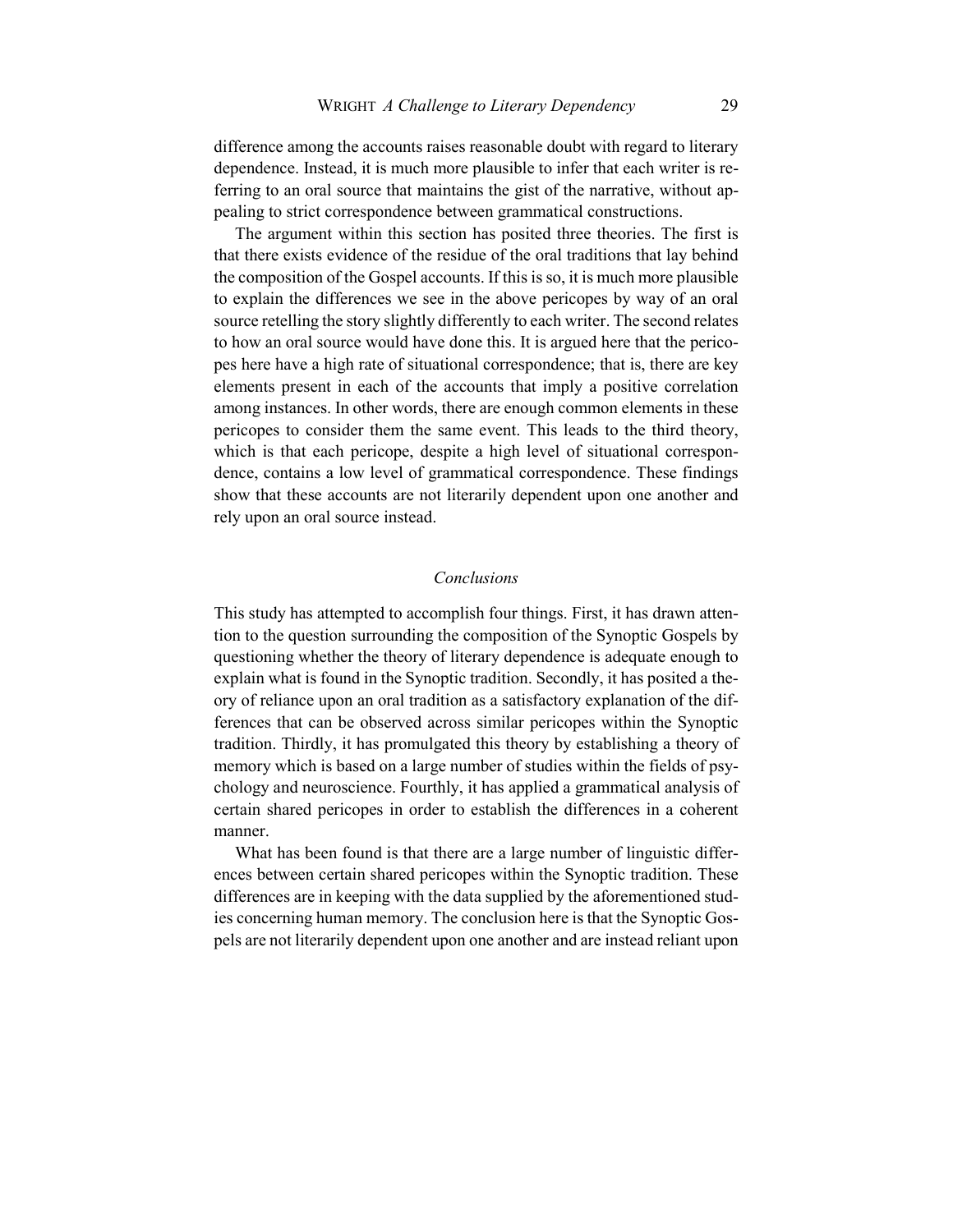difference among the accounts raises reasonable doubt with regard to literary dependence. Instead, it is much more plausible to infer that each writer is referring to an oral source that maintains the gist of the narrative, without appealing to strict correspondence between grammatical constructions.

The argument within this section has posited three theories. The first is that there exists evidence of the residue of the oral traditions that lay behind the composition of the Gospel accounts. If this is so, it is much more plausible to explain the differences we see in the above pericopes by way of an oral source retelling the story slightly differently to each writer. The second relates to how an oral source would have done this. It is argued here that the pericopes here have a high rate of situational correspondence; that is, there are key elements present in each of the accounts that imply a positive correlation among instances. In other words, there are enough common elements in these pericopes to consider them the same event. This leads to the third theory, which is that each pericope, despite a high level of situational correspondence, contains a low level of grammatical correspondence. These findings show that these accounts are not literarily dependent upon one another and rely upon an oral source instead.

### *Conclusions*

This study has attempted to accomplish four things. First, it has drawn attention to the question surrounding the composition of the Synoptic Gospels by questioning whether the theory of literary dependence is adequate enough to explain what is found in the Synoptic tradition. Secondly, it has posited a theory of reliance upon an oral tradition as a satisfactory explanation of the differences that can be observed across similar pericopes within the Synoptic tradition. Thirdly, it has promulgated this theory by establishing a theory of memory which is based on a large number of studies within the fields of psychology and neuroscience. Fourthly, it has applied a grammatical analysis of certain shared pericopes in order to establish the differences in a coherent manner.

What has been found is that there are a large number of linguistic differences between certain shared pericopes within the Synoptic tradition. These differences are in keeping with the data supplied by the aforementioned studies concerning human memory. The conclusion here is that the Synoptic Gospels are not literarily dependent upon one another and are instead reliant upon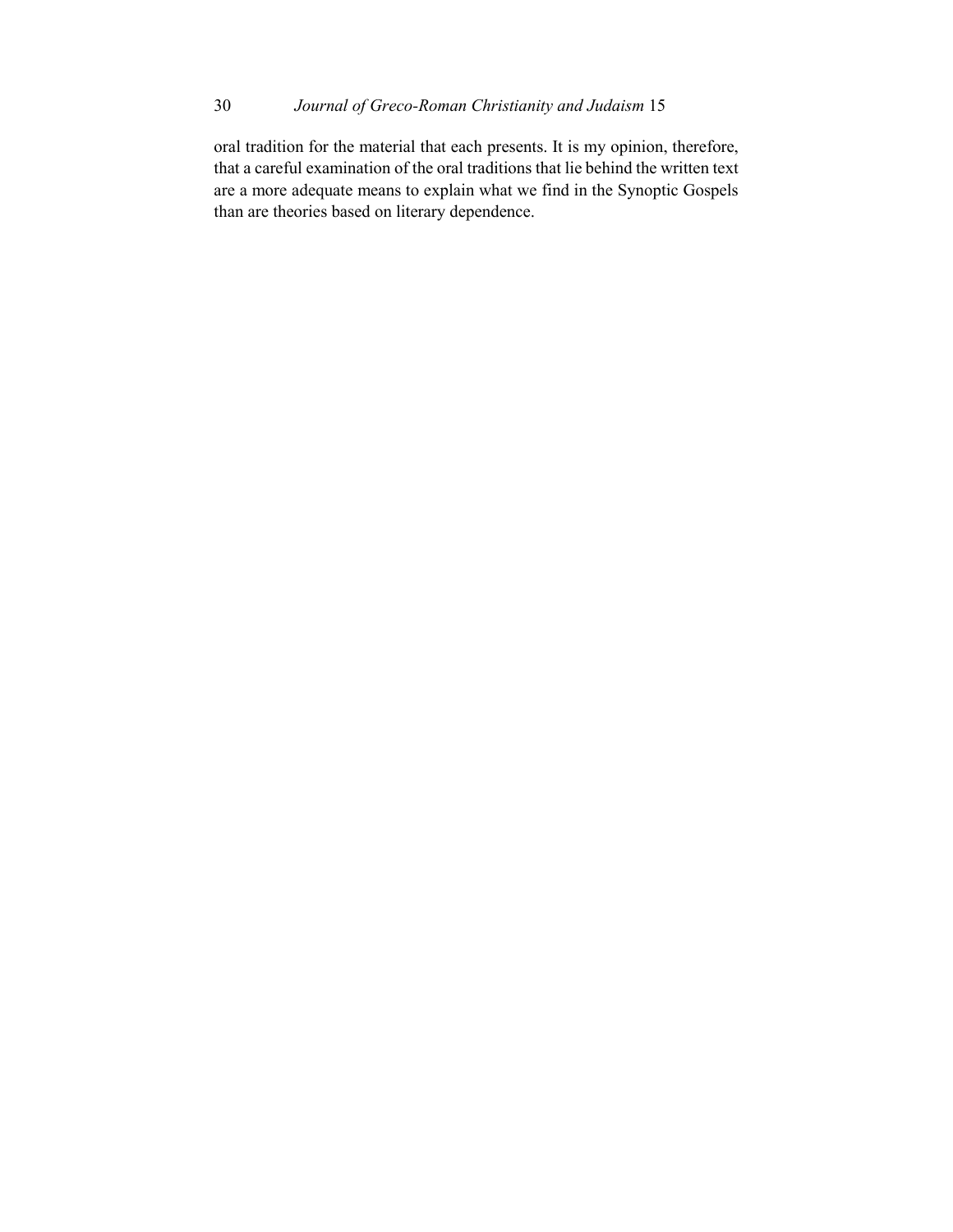oral tradition for the material that each presents. It is my opinion, therefore, that a careful examination of the oral traditions that lie behind the written text are a more adequate means to explain what we find in the Synoptic Gospels than are theories based on literary dependence.